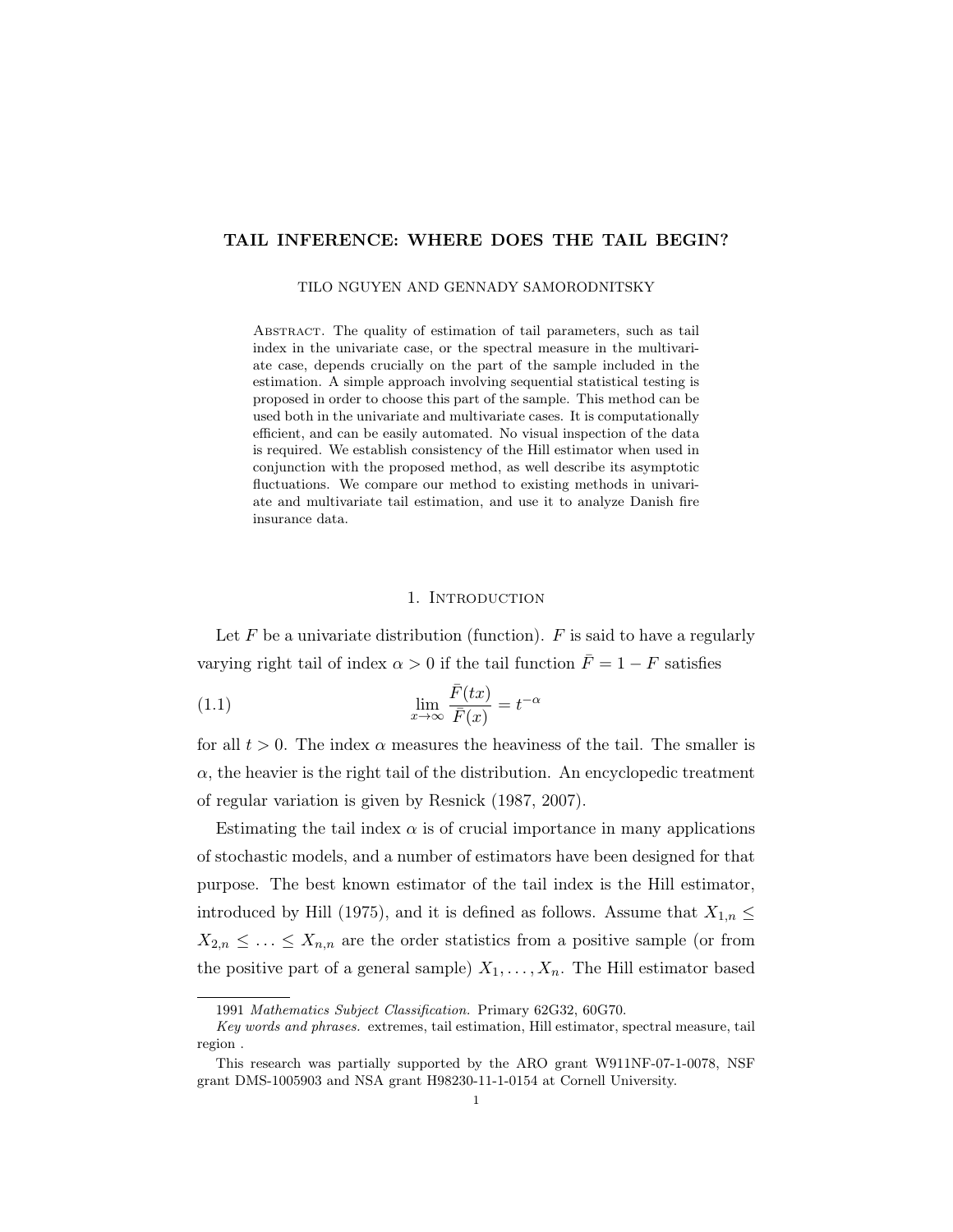# TAIL INFERENCE: WHERE DOES THE TAIL BEGIN?

TILO NGUYEN AND GENNADY SAMORODNITSKY

Abstract. The quality of estimation of tail parameters, such as tail index in the univariate case, or the spectral measure in the multivariate case, depends crucially on the part of the sample included in the estimation. A simple approach involving sequential statistical testing is proposed in order to choose this part of the sample. This method can be used both in the univariate and multivariate cases. It is computationally efficient, and can be easily automated. No visual inspection of the data is required. We establish consistency of the Hill estimator when used in conjunction with the proposed method, as well describe its asymptotic fluctuations. We compare our method to existing methods in univariate and multivariate tail estimation, and use it to analyze Danish fire insurance data.

## 1. Introduction

Let $F$ be a univariate distribution (function). $F$ is said to have a regularly varying right tail of index $\alpha > 0$ if the tail function $\bar{F} = 1 - F$ satisfies

$$\lim_{x\to\infty} \frac{\bar{F}(tx)}{\bar{F}(x)} = t^{-\alpha} \tag{1.1}$$

for all $t > 0$. The index $\alpha$ measures the heaviness of the tail. The smaller is $\alpha$, the heavier is the right tail of the distribution. An encyclopedic treatment of regular variation is given by Resnick (1987, 2007).

Estimating the tail index $\alpha$ is of crucial importance in many applications of stochastic models, and a number of estimators have been designed for that purpose. The best known estimator of the tail index is the Hill estimator, introduced by Hill (1975), and it is defined as follows. Assume that $X_{1,n} \leq X_{2,n} \leq \ldots \leq X_{n,n}$ are the order statistics from a positive sample (or from the positive part of a general sample) $X_1, \ldots, X_n$. The Hill estimator based

---

1991 *Mathematics Subject Classification.* Primary 62G32, 60G70.

*Key words and phrases.* extremes, tail estimation, Hill estimator, spectral measure, tail region .

This research was partially supported by the ARO grant W911NF-07-1-0078, NSF grant DMS-1005903 and NSA grant H98230-11-1-0154 at Cornell University.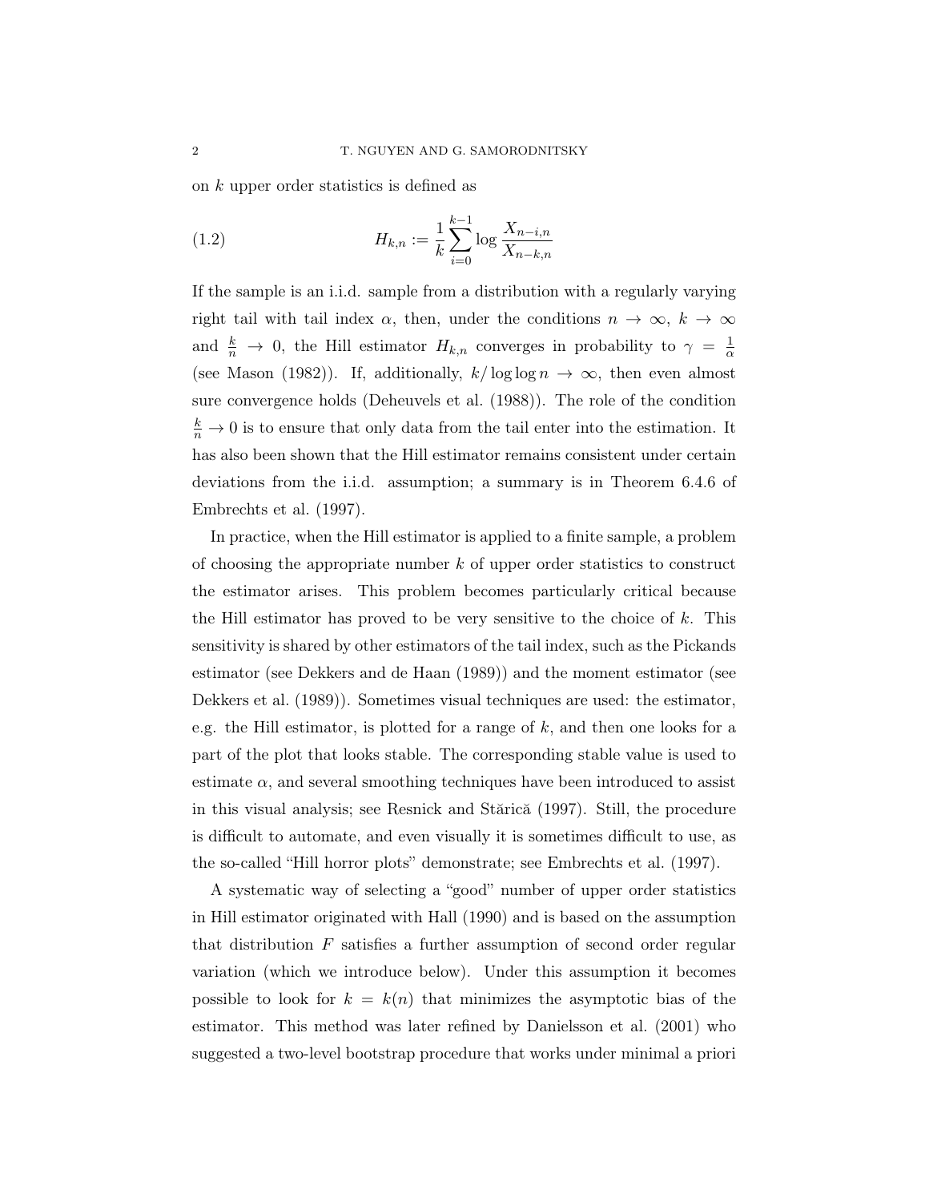on $k$ upper order statistics is defined as

$$H_{k,n} := \frac{1}{k} \sum_{i=0}^{k-1} \log \frac{X_{n-i,n}}{X_{n-k,n}} \tag{1.2}$$

If the sample is an i.i.d. sample from a distribution with a regularly varying right tail with tail index $\alpha$, then, under the conditions $n \to \infty$, $k \to \infty$ and $\frac{k}{n} \to 0$, the Hill estimator $H_{k,n}$ converges in probability to $\gamma = \frac{1}{\alpha}$ (see Mason (1982)). If, additionally, $k/\log\log n \to \infty$, then even almost sure convergence holds (Deheuvels et al. (1988)). The role of the condition $\frac{k}{n} \to 0$ is to ensure that only data from the tail enter into the estimation. It has also been shown that the Hill estimator remains consistent under certain deviations from the i.i.d. assumption; a summary is in Theorem 6.4.6 of Embrechts et al. (1997).

In practice, when the Hill estimator is applied to a finite sample, a problem of choosing the appropriate number $k$ of upper order statistics to construct the estimator arises. This problem becomes particularly critical because the Hill estimator has proved to be very sensitive to the choice of $k$. This sensitivity is shared by other estimators of the tail index, such as the Pickands estimator (see Dekkers and de Haan (1989)) and the moment estimator (see Dekkers et al. (1989)). Sometimes visual techniques are used: the estimator, e.g. the Hill estimator, is plotted for a range of $k$, and then one looks for a part of the plot that looks stable. The corresponding stable value is used to estimate $\alpha$, and several smoothing techniques have been introduced to assist in this visual analysis; see Resnick and Stărică (1997). Still, the procedure is difficult to automate, and even visually it is sometimes difficult to use, as the so-called "Hill horror plots" demonstrate; see Embrechts et al. (1997).

A systematic way of selecting a "good" number of upper order statistics in Hill estimator originated with Hall (1990) and is based on the assumption that distribution $F$ satisfies a further assumption of second order regular variation (which we introduce below). Under this assumption it becomes possible to look for $k = k(n)$ that minimizes the asymptotic bias of the estimator. This method was later refined by Danielsson et al. (2001) who suggested a two-level bootstrap procedure that works under minimal a priori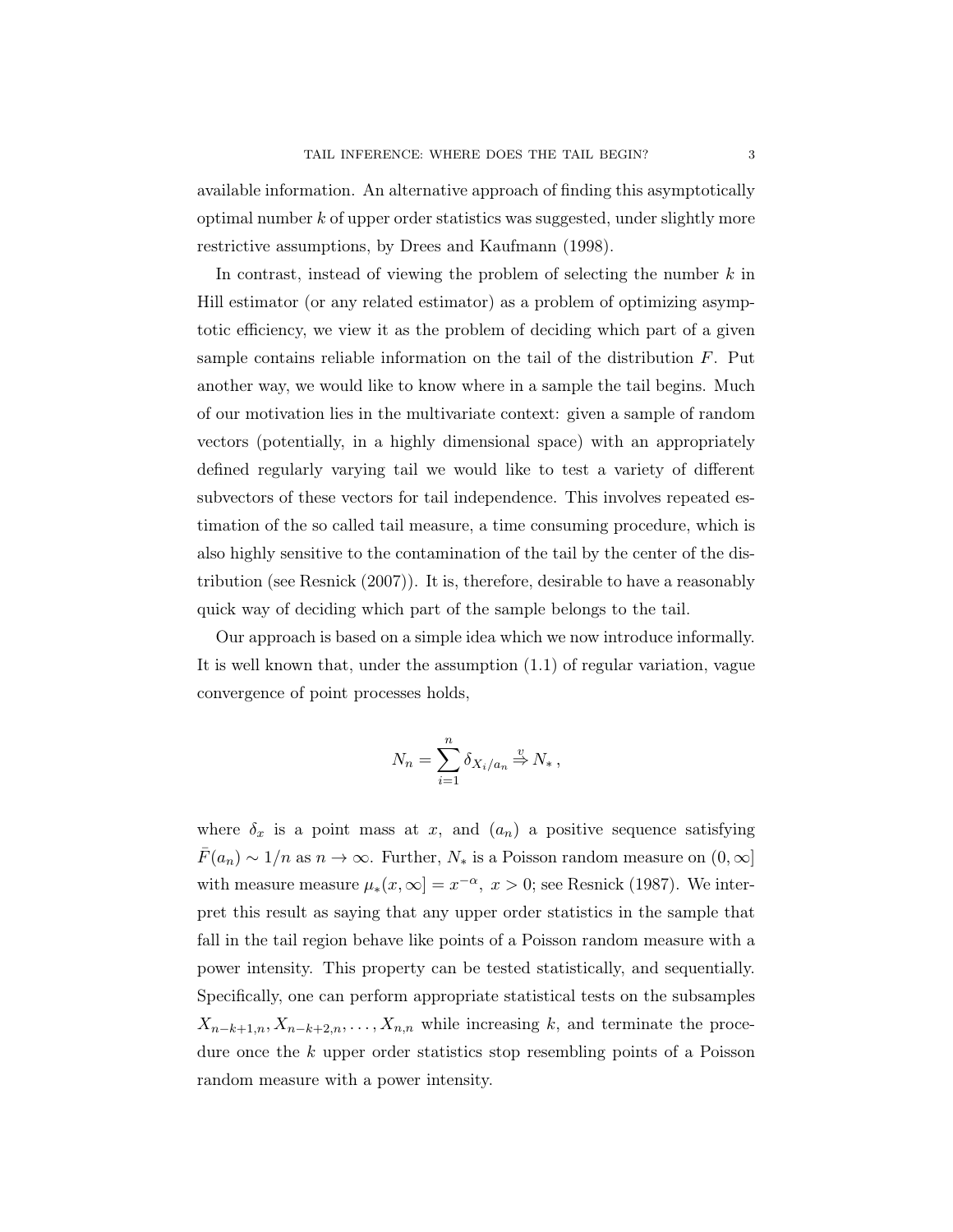available information. An alternative approach of finding this asymptotically optimal number $k$ of upper order statistics was suggested, under slightly more restrictive assumptions, by Drees and Kaufmann (1998).

In contrast, instead of viewing the problem of selecting the number $k$ in Hill estimator (or any related estimator) as a problem of optimizing asymptotic efficiency, we view it as the problem of deciding which part of a given sample contains reliable information on the tail of the distribution $F$. Put another way, we would like to know where in a sample the tail begins. Much of our motivation lies in the multivariate context: given a sample of random vectors (potentially, in a highly dimensional space) with an appropriately defined regularly varying tail we would like to test a variety of different subvectors of these vectors for tail independence. This involves repeated estimation of the so called tail measure, a time consuming procedure, which is also highly sensitive to the contamination of the tail by the center of the distribution (see Resnick (2007)). It is, therefore, desirable to have a reasonably quick way of deciding which part of the sample belongs to the tail.

Our approach is based on a simple idea which we now introduce informally. It is well known that, under the assumption (1.1) of regular variation, vague convergence of point processes holds,

$$N_n = \sum_{i=1}^{n} \delta_{X_i/a_n} \stackrel{v}{\Rightarrow} N_* \,,$$

where $\delta_x$ is a point mass at $x$, and $(a_n)$ a positive sequence satisfying $\bar{F}(a_n) \sim 1/n$ as $n \to \infty$. Further, $N_*$ is a Poisson random measure on $(0, \infty]$ with measure measure $\mu_*(x, \infty] = x^{-\alpha},\ x > 0$; see Resnick (1987). We interpret this result as saying that any upper order statistics in the sample that fall in the tail region behave like points of a Poisson random measure with a power intensity. This property can be tested statistically, and sequentially. Specifically, one can perform appropriate statistical tests on the subsamples $X_{n-k+1,n}, X_{n-k+2,n}, \ldots, X_{n,n}$ while increasing $k$, and terminate the procedure once the $k$ upper order statistics stop resembling points of a Poisson random measure with a power intensity.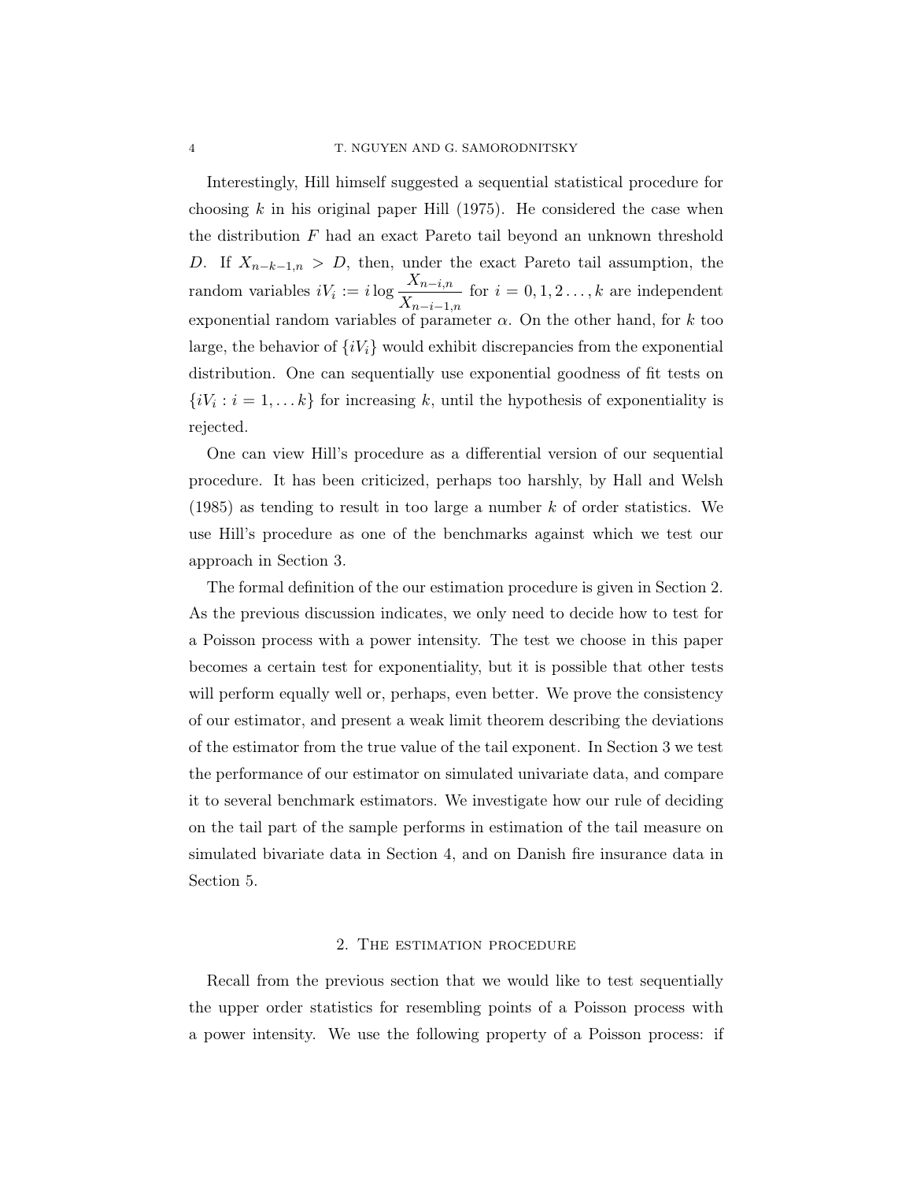Interestingly, Hill himself suggested a sequential statistical procedure for choosing $k$ in his original paper Hill (1975). He considered the case when the distribution $F$ had an exact Pareto tail beyond an unknown threshold $D$. If $X_{n-k-1,n} > D$, then, under the exact Pareto tail assumption, the random variables $iV_i := i \log \dfrac{X_{n-i,n}}{X_{n-i-1,n}}$ for $i = 0, 1, 2 \ldots, k$ are independent exponential random variables of parameter $\alpha$. On the other hand, for $k$ too large, the behavior of $\{iV_i\}$ would exhibit discrepancies from the exponential distribution. One can sequentially use exponential goodness of fit tests on $\{iV_i : i = 1, \ldots k\}$ for increasing $k$, until the hypothesis of exponentiality is rejected.

One can view Hill's procedure as a differential version of our sequential procedure. It has been criticized, perhaps too harshly, by Hall and Welsh (1985) as tending to result in too large a number $k$ of order statistics. We use Hill's procedure as one of the benchmarks against which we test our approach in Section 3.

The formal definition of the our estimation procedure is given in Section 2. As the previous discussion indicates, we only need to decide how to test for a Poisson process with a power intensity. The test we choose in this paper becomes a certain test for exponentiality, but it is possible that other tests will perform equally well or, perhaps, even better. We prove the consistency of our estimator, and present a weak limit theorem describing the deviations of the estimator from the true value of the tail exponent. In Section 3 we test the performance of our estimator on simulated univariate data, and compare it to several benchmark estimators. We investigate how our rule of deciding on the tail part of the sample performs in estimation of the tail measure on simulated bivariate data in Section 4, and on Danish fire insurance data in Section 5.

## 2. The estimation procedure

Recall from the previous section that we would like to test sequentially the upper order statistics for resembling points of a Poisson process with a power intensity. We use the following property of a Poisson process: if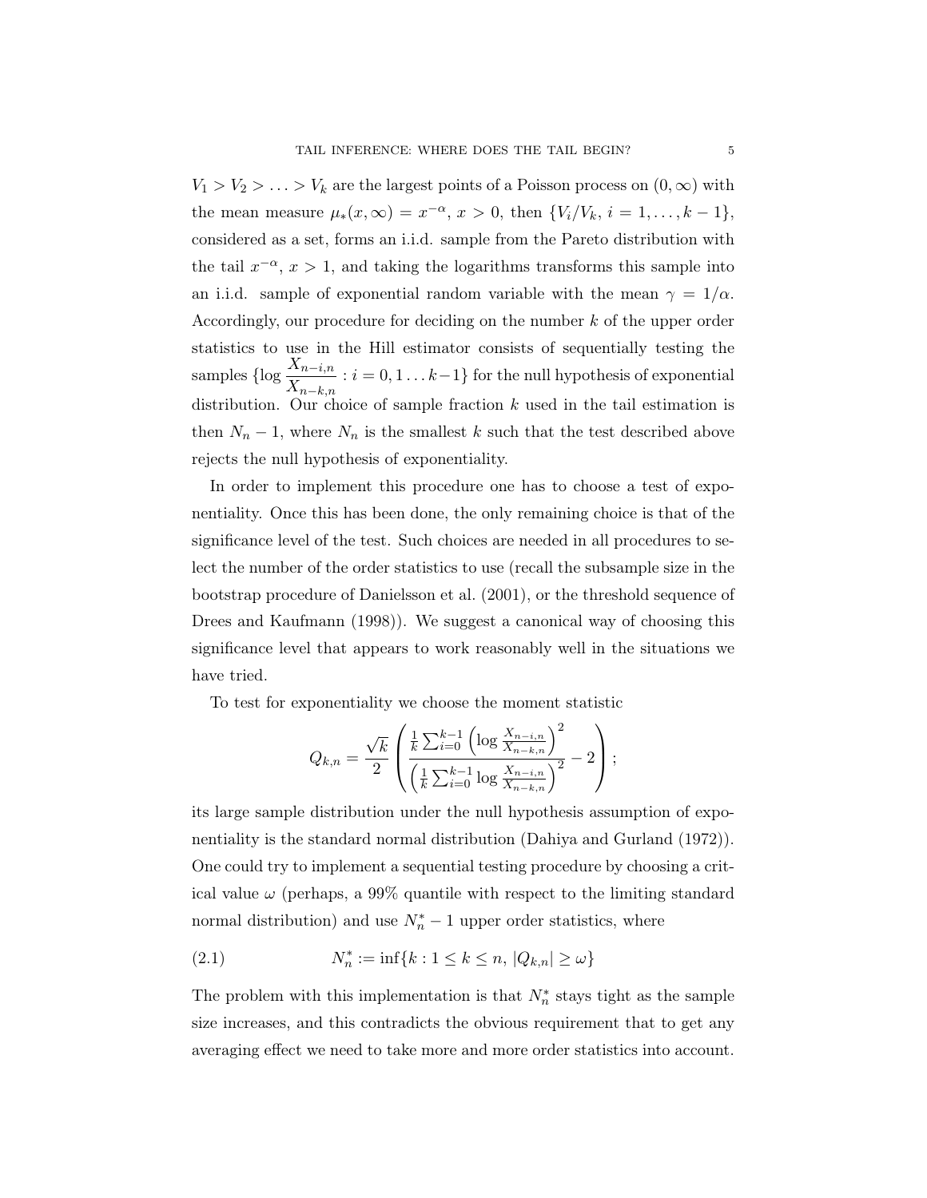$V_1 > V_2 > \ldots > V_k$ are the largest points of a Poisson process on $(0, \infty)$ with the mean measure $\mu_*(x, \infty) = x^{-\alpha}$, $x > 0$, then $\{V_i/V_k,\ i = 1, \ldots, k-1\}$, considered as a set, forms an i.i.d. sample from the Pareto distribution with the tail $x^{-\alpha}$, $x > 1$, and taking the logarithms transforms this sample into an i.i.d. sample of exponential random variable with the mean $\gamma = 1/\alpha$. Accordingly, our procedure for deciding on the number $k$ of the upper order statistics to use in the Hill estimator consists of sequentially testing the samples $\{\log \dfrac{X_{n-i,n}}{X_{n-k,n}} : i = 0, 1 \ldots k-1\}$ for the null hypothesis of exponential distribution. Our choice of sample fraction $k$ used in the tail estimation is then $N_n - 1$, where $N_n$ is the smallest $k$ such that the test described above rejects the null hypothesis of exponentiality.

In order to implement this procedure one has to choose a test of exponentiality. Once this has been done, the only remaining choice is that of the significance level of the test. Such choices are needed in all procedures to select the number of the order statistics to use (recall the subsample size in the bootstrap procedure of Danielsson et al. (2001), or the threshold sequence of Drees and Kaufmann (1998)). We suggest a canonical way of choosing this significance level that appears to work reasonably well in the situations we have tried.

To test for exponentiality we choose the moment statistic

$$Q_{k,n} = \frac{\sqrt{k}}{2} \left( \frac{\frac{1}{k}\sum_{i=0}^{k-1} \left(\log \frac{X_{n-i,n}}{X_{n-k,n}}\right)^2}{\left(\frac{1}{k}\sum_{i=0}^{k-1} \log \frac{X_{n-i,n}}{X_{n-k,n}}\right)^2} - 2 \right);$$

its large sample distribution under the null hypothesis assumption of exponentiality is the standard normal distribution (Dahiya and Gurland (1972)). One could try to implement a sequential testing procedure by choosing a critical value $\omega$ (perhaps, a 99% quantile with respect to the limiting standard normal distribution) and use $N_n^* - 1$ upper order statistics, where

$$N_n^* := \inf\{k : 1 \le k \le n,\ |Q_{k,n}| \ge \omega\} \tag{2.1}$$

The problem with this implementation is that $N_n^*$ stays tight as the sample size increases, and this contradicts the obvious requirement that to get any averaging effect we need to take more and more order statistics into account.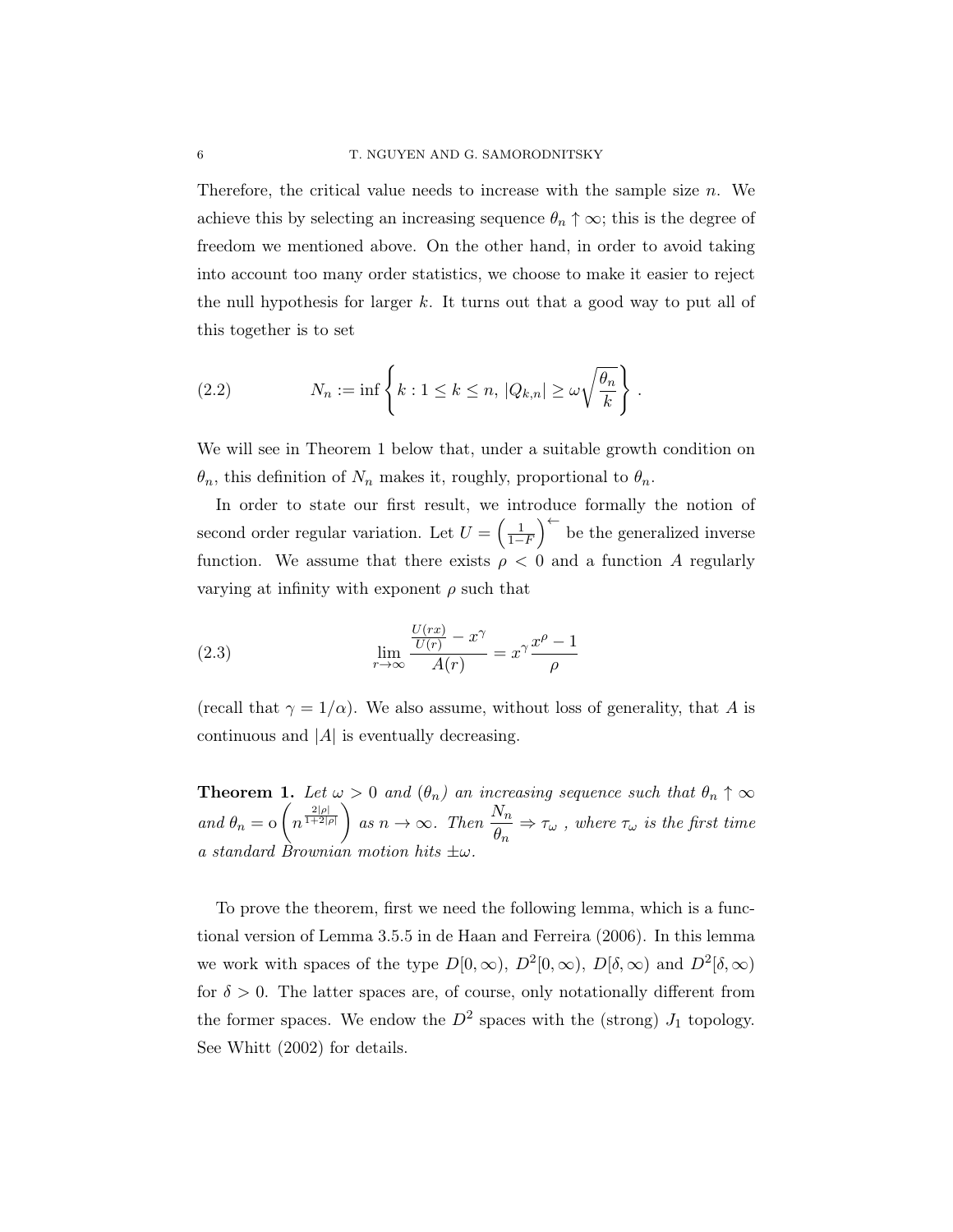Therefore, the critical value needs to increase with the sample size $n$. We achieve this by selecting an increasing sequence $\theta_n \uparrow \infty$; this is the degree of freedom we mentioned above. On the other hand, in order to avoid taking into account too many order statistics, we choose to make it easier to reject the null hypothesis for larger $k$. It turns out that a good way to put all of this together is to set

$$N_n := \inf \left\{ k : 1 \leq k \leq n, \, |Q_{k,n}| \geq \omega \sqrt{\frac{\theta_n}{k}} \right\}. \tag{2.2}$$

We will see in Theorem 1 below that, under a suitable growth condition on $\theta_n$, this definition of $N_n$ makes it, roughly, proportional to $\theta_n$.

In order to state our first result, we introduce formally the notion of second order regular variation. Let $U = \left(\frac{1}{1-F}\right)^{\leftarrow}$ be the generalized inverse function. We assume that there exists $\rho < 0$ and a function $A$ regularly varying at infinity with exponent $\rho$ such that

$$\lim_{r \to \infty} \frac{\frac{U(rx)}{U(r)} - x^{\gamma}}{A(r)} = x^{\gamma} \frac{x^{\rho} - 1}{\rho} \tag{2.3}$$

(recall that $\gamma = 1/\alpha$). We also assume, without loss of generality, that $A$ is continuous and $|A|$ is eventually decreasing.

**Theorem 1.** *Let $\omega > 0$ and $(\theta_n)$ an increasing sequence such that $\theta_n \uparrow \infty$ and $\theta_n = \mathrm{o}\left(n^{\frac{2|\rho|}{1+2|\rho|}}\right)$ as $n \to \infty$. Then $\dfrac{N_n}{\theta_n} \Rightarrow \tau_{\omega}$, where $\tau_{\omega}$ is the first time a standard Brownian motion hits $\pm\omega$.*

To prove the theorem, first we need the following lemma, which is a functional version of Lemma 3.5.5 in de Haan and Ferreira (2006). In this lemma we work with spaces of the type $D[0, \infty)$, $D^2[0, \infty)$, $D[\delta, \infty)$ and $D^2[\delta, \infty)$ for $\delta > 0$. The latter spaces are, of course, only notationally different from the former spaces. We endow the $D^2$ spaces with the (strong) $J_1$ topology. See Whitt (2002) for details.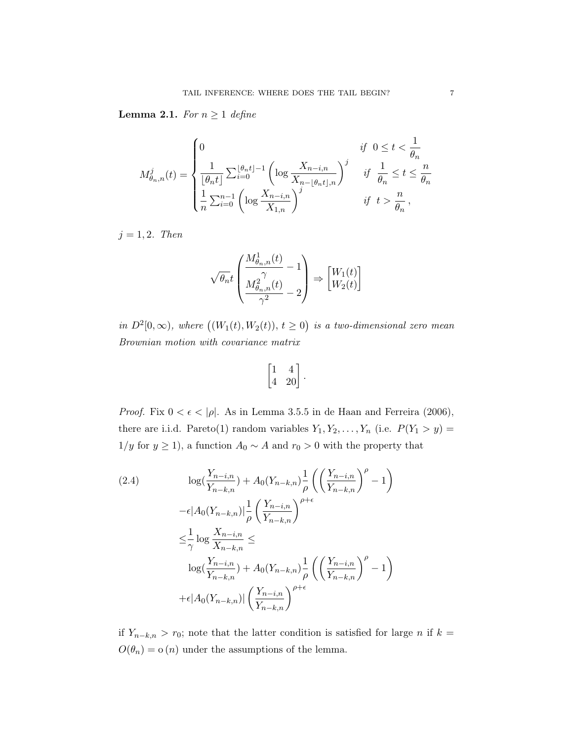**Lemma 2.1.** *For $n \geq 1$ define*

$$
M^j_{\theta_n,n}(t) = \begin{cases} 0 & \text{if } \ 0 \leq t < \dfrac{1}{\theta_n} \\ \dfrac{1}{\lfloor \theta_n t \rfloor} \sum_{i=0}^{\lfloor \theta_n t \rfloor - 1} \left( \log \dfrac{X_{n-i,n}}{X_{n-\lfloor \theta_n t \rfloor, n}} \right)^j & \text{if } \ \dfrac{1}{\theta_n} \leq t \leq \dfrac{n}{\theta_n} \\ \dfrac{1}{n} \sum_{i=0}^{n-1} \left( \log \dfrac{X_{n-i,n}}{X_{1,n}} \right)^j & \text{if } \ t > \dfrac{n}{\theta_n}\,, \end{cases}
$$

*$j = 1, 2$. Then*

$$
\sqrt{\theta_n} t \begin{pmatrix} \dfrac{M^1_{\theta_n,n}(t)}{\gamma} - 1 \\ \dfrac{M^2_{\theta_n,n}(t)}{\gamma^2} - 2 \end{pmatrix} \Rightarrow \begin{bmatrix} W_1(t) \\ W_2(t) \end{bmatrix}
$$

*in $D^2[0, \infty)$, where $\big((W_1(t), W_2(t)),\, t \geq 0\big)$ is a two-dimensional zero mean Brownian motion with covariance matrix*

$$
\begin{bmatrix} 1 & 4 \\ 4 & 20 \end{bmatrix}.
$$

*Proof.* Fix $0 < \epsilon < |\rho|$. As in Lemma 3.5.5 in de Haan and Ferreira (2006), there are i.i.d. Pareto(1) random variables $Y_1, Y_2, \ldots, Y_n$ (i.e. $P(Y_1 > y) = 1/y$ for $y \geq 1$), a function $A_0 \sim A$ and $r_0 > 0$ with the property that

$$
\begin{aligned}
&\log(\frac{Y_{n-i,n}}{Y_{n-k,n}}) + A_0(Y_{n-k,n}) \frac{1}{\rho} \left( \left( \frac{Y_{n-i,n}}{Y_{n-k,n}} \right)^\rho - 1 \right) \\
&- \epsilon |A_0(Y_{n-k,n})| \frac{1}{\rho} \left( \frac{Y_{n-i,n}}{Y_{n-k,n}} \right)^{\rho + \epsilon} \\
\leq & \frac{1}{\gamma} \log \frac{X_{n-i,n}}{X_{n-k,n}} \leq \\
&\log(\frac{Y_{n-i,n}}{Y_{n-k,n}}) + A_0(Y_{n-k,n}) \frac{1}{\rho} \left( \left( \frac{Y_{n-i,n}}{Y_{n-k,n}} \right)^\rho - 1 \right) \\
&+ \epsilon |A_0(Y_{n-k,n})| \left( \frac{Y_{n-i,n}}{Y_{n-k,n}} \right)^{\rho + \epsilon}
\end{aligned} \tag{2.4}
$$

if $Y_{n-k,n} > r_0$; note that the latter condition is satisfied for large $n$ if $k = O(\theta_n) = o(n)$ under the assumptions of the lemma.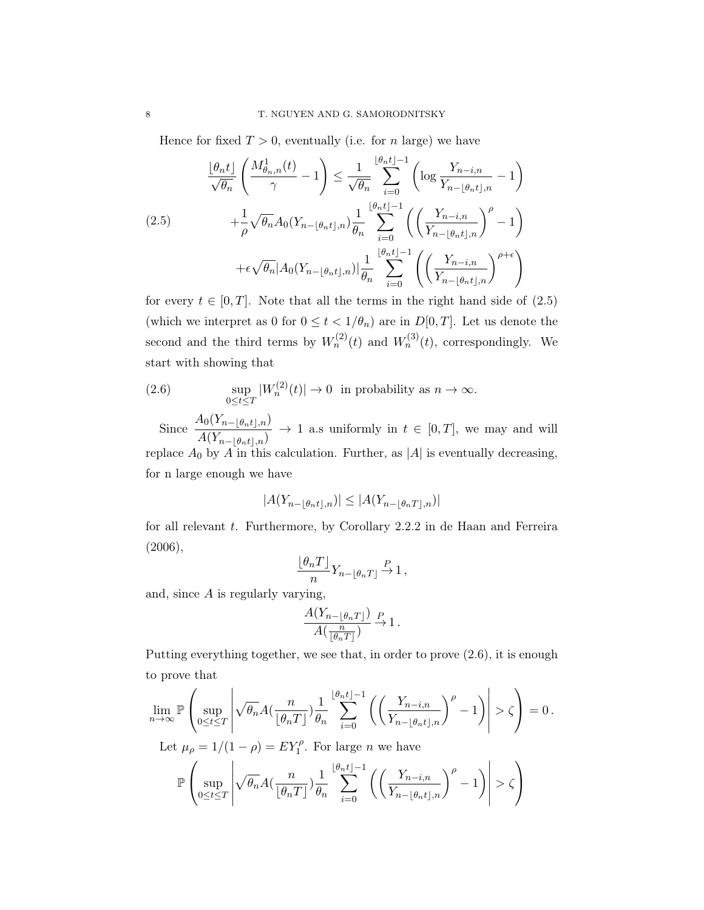Hence for fixed $T > 0$, eventually (i.e. for $n$ large) we have

$$
\begin{aligned}
\frac{\lfloor \theta_n t \rfloor}{\sqrt{\theta_n}} \left( \frac{M^1_{\theta_n,n}(t)}{\gamma} - 1 \right) &\leq \frac{1}{\sqrt{\theta_n}} \sum_{i=0}^{\lfloor \theta_n t \rfloor - 1} \left( \log \frac{Y_{n-i,n}}{Y_{n-\lfloor \theta_n t \rfloor, n}} - 1 \right) \\
&+ \frac{1}{\rho} \sqrt{\theta_n} A_0(Y_{n-\lfloor \theta_n t \rfloor, n}) \frac{1}{\theta_n} \sum_{i=0}^{\lfloor \theta_n t \rfloor - 1} \left( \left( \frac{Y_{n-i,n}}{Y_{n-\lfloor \theta_n t \rfloor, n}} \right)^{\rho} - 1 \right) \\
&+ \epsilon \sqrt{\theta_n} |A_0(Y_{n-\lfloor \theta_n t \rfloor, n})| \frac{1}{\theta_n} \sum_{i=0}^{\lfloor \theta_n t \rfloor - 1} \left( \left( \frac{Y_{n-i,n}}{Y_{n-\lfloor \theta_n t \rfloor, n}} \right)^{\rho+\epsilon} \right)
\end{aligned}
\tag{2.5}
$$

for every $t \in [0, T]$. Note that all the terms in the right hand side of (2.5) (which we interpret as 0 for $0 \leq t < 1/\theta_n$) are in $D[0, T]$. Let us denote the second and the third terms by $W_n^{(2)}(t)$ and $W_n^{(3)}(t)$, correspondingly. We start with showing that

$$
\sup_{0 \leq t \leq T} |W_n^{(2)}(t)| \to 0 \text{ in probability as } n \to \infty. \tag{2.6}
$$

Since $\dfrac{A_0(Y_{n-\lfloor \theta_n t \rfloor, n})}{A(Y_{n-\lfloor \theta_n t \rfloor, n})} \to 1$ a.s uniformly in $t \in [0, T]$, we may and will replace $A_0$ by $A$ in this calculation. Further, as $|A|$ is eventually decreasing, for n large enough we have

$$
|A(Y_{n-\lfloor \theta_n t \rfloor, n})| \leq |A(Y_{n-\lfloor \theta_n T \rfloor, n})|
$$

for all relevant $t$. Furthermore, by Corollary 2.2.2 in de Haan and Ferreira (2006),

$$
\frac{\lfloor \theta_n T \rfloor}{n} Y_{n-\lfloor \theta_n T \rfloor} \xrightarrow{P} 1 \,,
$$

and, since $A$ is regularly varying,

$$
\frac{A(Y_{n-\lfloor \theta_n T \rfloor})}{A(\frac{n}{\lfloor \theta_n T \rfloor})} \xrightarrow{P} 1 \,.
$$

Putting everything together, we see that, in order to prove (2.6), it is enough to prove that

$$
\lim_{n \to \infty} \mathbb{P} \left( \sup_{0 \leq t \leq T} \left| \sqrt{\theta_n} A(\frac{n}{\lfloor \theta_n T \rfloor}) \frac{1}{\theta_n} \sum_{i=0}^{\lfloor \theta_n t \rfloor - 1} \left( \left( \frac{Y_{n-i,n}}{Y_{n-\lfloor \theta_n t \rfloor, n}} \right)^{\rho} - 1 \right) \right| > \zeta \right) = 0 \,.
$$

Let $\mu_\rho = 1/(1-\rho) = EY_1^\rho$. For large $n$ we have

$$
\mathbb{P} \left( \sup_{0 \leq t \leq T} \left| \sqrt{\theta_n} A(\frac{n}{\lfloor \theta_n T \rfloor}) \frac{1}{\theta_n} \sum_{i=0}^{\lfloor \theta_n t \rfloor - 1} \left( \left( \frac{Y_{n-i,n}}{Y_{n-\lfloor \theta_n t \rfloor, n}} \right)^{\rho} - 1 \right) \right| > \zeta \right)
$$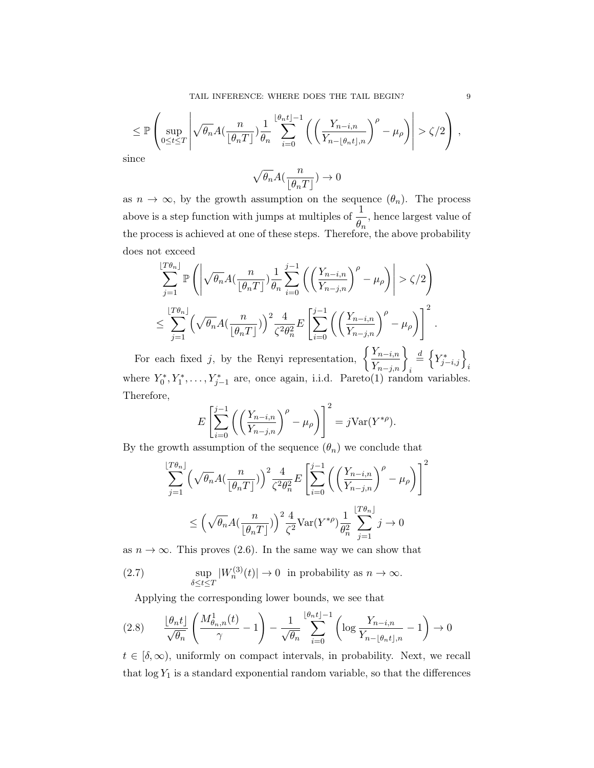$$\leq \mathbb{P}\left(\sup_{0\leq t\leq T}\left|\sqrt{\theta_n}A(\frac{n}{\lfloor\theta_n T\rfloor})\frac{1}{\theta_n}\sum_{i=0}^{\lfloor\theta_n t\rfloor-1}\left(\left(\frac{Y_{n-i,n}}{Y_{n-\lfloor\theta_n t\rfloor,n}}\right)^{\rho}-\mu_\rho\right)\right|>\zeta/2\right),$$

since

$$\sqrt{\theta_n}A(\frac{n}{\lfloor\theta_n T\rfloor})\to 0$$

as $n\to\infty$, by the growth assumption on the sequence $(\theta_n)$. The process above is a step function with jumps at multiples of $\dfrac{1}{\theta_n}$, hence largest value of the process is achieved at one of these steps. Therefore, the above probability does not exceed

$$\sum_{j=1}^{\lfloor T\theta_n\rfloor}\mathbb{P}\left(\left|\sqrt{\theta_n}A(\frac{n}{\lfloor\theta_n T\rfloor})\frac{1}{\theta_n}\sum_{i=0}^{j-1}\left(\left(\frac{Y_{n-i,n}}{Y_{n-j,n}}\right)^{\rho}-\mu_\rho\right)\right|>\zeta/2\right)$$

$$\leq \sum_{j=1}^{\lfloor T\theta_n\rfloor}\left(\sqrt{\theta_n}A(\frac{n}{\lfloor\theta_n T\rfloor})\right)^2\frac{4}{\zeta^2\theta_n^2}E\left[\sum_{i=0}^{j-1}\left(\left(\frac{Y_{n-i,n}}{Y_{n-j,n}}\right)^{\rho}-\mu_\rho\right)\right]^2.$$

For each fixed $j$, by the Renyi representation, $\left\{\dfrac{Y_{n-i,n}}{Y_{n-j,n}}\right\}_i\overset{d}{=}\left\{Y^*_{j-i,j}\right\}_i$ where $Y^*_0,Y^*_1,\ldots,Y^*_{j-1}$ are, once again, i.i.d. Pareto(1) random variables. Therefore,

$$E\left[\sum_{i=0}^{j-1}\left(\left(\frac{Y_{n-i,n}}{Y_{n-j,n}}\right)^{\rho}-\mu_\rho\right)\right]^2=j\mathrm{Var}(Y^{*\rho}).$$

By the growth assumption of the sequence $(\theta_n)$ we conclude that

$$\sum_{j=1}^{\lfloor T\theta_n\rfloor}\left(\sqrt{\theta_n}A(\frac{n}{\lfloor\theta_n T\rfloor})\right)^2\frac{4}{\zeta^2\theta_n^2}E\left[\sum_{i=0}^{j-1}\left(\left(\frac{Y_{n-i,n}}{Y_{n-j,n}}\right)^{\rho}-\mu_\rho\right)\right]^2$$

$$\leq\left(\sqrt{\theta_n}A(\frac{n}{\lfloor\theta_n T\rfloor})\right)^2\frac{4}{\zeta^2}\mathrm{Var}(Y^{*\rho})\frac{1}{\theta_n^2}\sum_{j=1}^{\lfloor T\theta_n\rfloor}j\to 0$$

as $n\to\infty$. This proves (2.6). In the same way we can show that

$$\sup_{\delta\leq t\leq T}|W_n^{(3)}(t)|\to 0\ \text{ in probability as } n\to\infty. \tag{2.7}$$

Applying the corresponding lower bounds, we see that

$$\frac{\lfloor\theta_n t\rfloor}{\sqrt{\theta_n}}\left(\frac{M^1_{\theta_n,n}(t)}{\gamma}-1\right)-\frac{1}{\sqrt{\theta_n}}\sum_{i=0}^{\lfloor\theta_n t\rfloor-1}\left(\log\frac{Y_{n-i,n}}{Y_{n-\lfloor\theta_n t\rfloor,n}}-1\right)\to 0 \tag{2.8}$$

$t\in[\delta,\infty)$, uniformly on compact intervals, in probability. Next, we recall that $\log Y_1$ is a standard exponential random variable, so that the differences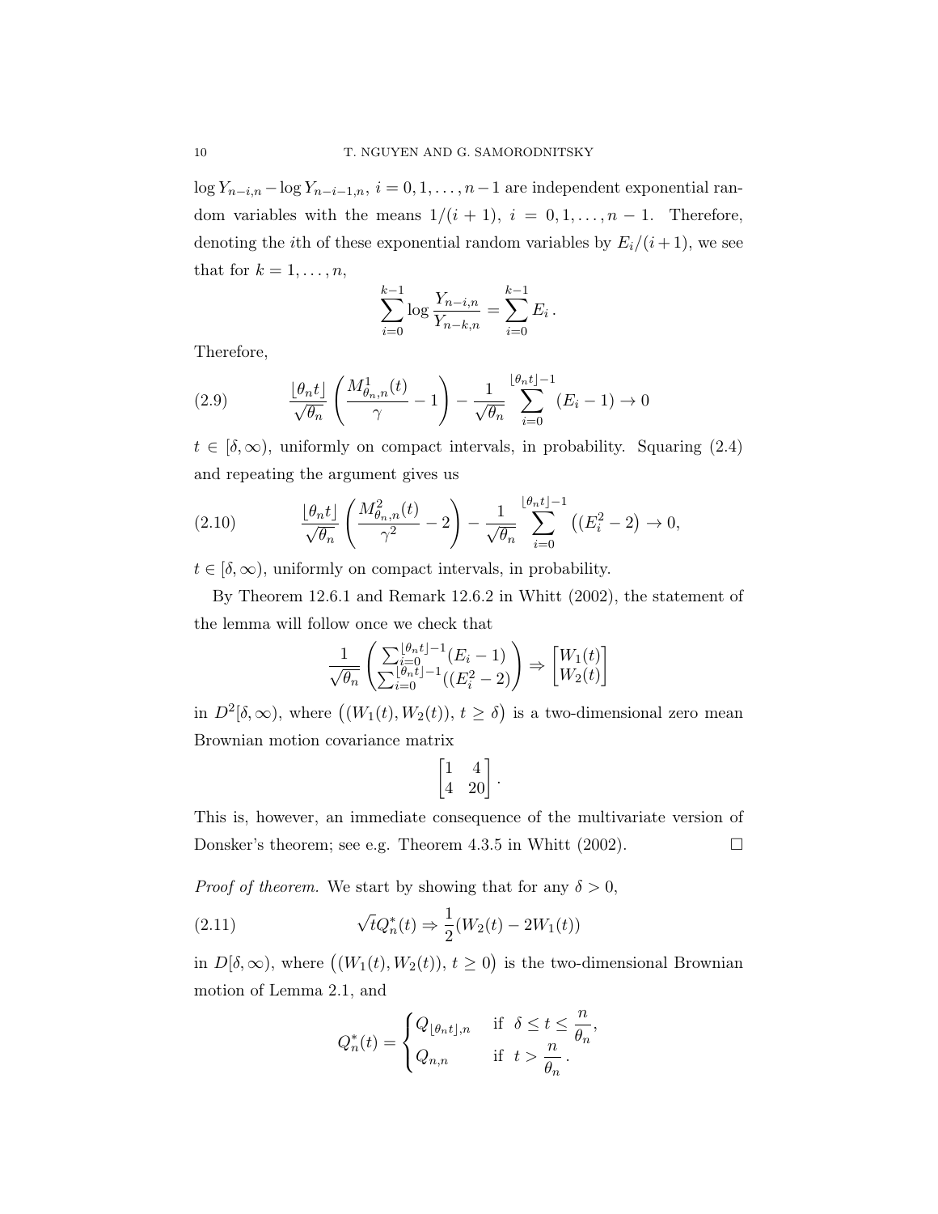$\log Y_{n-i,n} - \log Y_{n-i-1,n}$, $i = 0, 1, \ldots, n-1$ are independent exponential random variables with the means $1/(i+1)$, $i = 0, 1, \ldots, n-1$. Therefore, denoting the $i$th of these exponential random variables by $E_i/(i+1)$, we see that for $k = 1, \ldots, n$,

$$\sum_{i=0}^{k-1} \log \frac{Y_{n-i,n}}{Y_{n-k,n}} = \sum_{i=0}^{k-1} E_i \,.$$

Therefore,

$$\frac{\lfloor \theta_n t \rfloor}{\sqrt{\theta_n}} \left( \frac{M^1_{\theta_n,n}(t)}{\gamma} - 1 \right) - \frac{1}{\sqrt{\theta_n}} \sum_{i=0}^{\lfloor \theta_n t \rfloor - 1} (E_i - 1) \to 0 \tag{2.9}$$

$t \in [\delta, \infty)$, uniformly on compact intervals, in probability. Squaring (2.4) and repeating the argument gives us

$$\frac{\lfloor \theta_n t \rfloor}{\sqrt{\theta_n}} \left( \frac{M^2_{\theta_n,n}(t)}{\gamma^2} - 2 \right) - \frac{1}{\sqrt{\theta_n}} \sum_{i=0}^{\lfloor \theta_n t \rfloor - 1} \big( (E_i^2 - 2 \big) \to 0, \tag{2.10}$$

$t \in [\delta, \infty)$, uniformly on compact intervals, in probability.

By Theorem 12.6.1 and Remark 12.6.2 in Whitt (2002), the statement of the lemma will follow once we check that

$$\frac{1}{\sqrt{\theta_n}} \begin{pmatrix} \sum_{i=0}^{\lfloor \theta_n t \rfloor - 1} (E_i - 1) \\ \sum_{i=0}^{\lfloor \theta_n t \rfloor - 1} ((E_i^2 - 2) \end{pmatrix} \Rightarrow \begin{bmatrix} W_1(t) \\ W_2(t) \end{bmatrix}$$

in $D^2[\delta, \infty)$, where $\big( (W_1(t), W_2(t)),\, t \geq \delta \big)$ is a two-dimensional zero mean Brownian motion covariance matrix

$$\begin{bmatrix} 1 & 4 \\ 4 & 20 \end{bmatrix}.$$

This is, however, an immediate consequence of the multivariate version of Donsker's theorem; see e.g. Theorem 4.3.5 in Whitt (2002). $\square$

*Proof of theorem.* We start by showing that for any $\delta > 0$,

$$\sqrt{t} Q_n^*(t) \Rightarrow \frac{1}{2} (W_2(t) - 2W_1(t)) \tag{2.11}$$

in $D[\delta, \infty)$, where $\big( (W_1(t), W_2(t)),\, t \geq 0 \big)$ is the two-dimensional Brownian motion of Lemma 2.1, and

$$Q_n^*(t) = \begin{cases} Q_{\lfloor \theta_n t \rfloor, n} & \text{if } \delta \leq t \leq \dfrac{n}{\theta_n}, \\ Q_{n,n} & \text{if } t > \dfrac{n}{\theta_n}. \end{cases}$$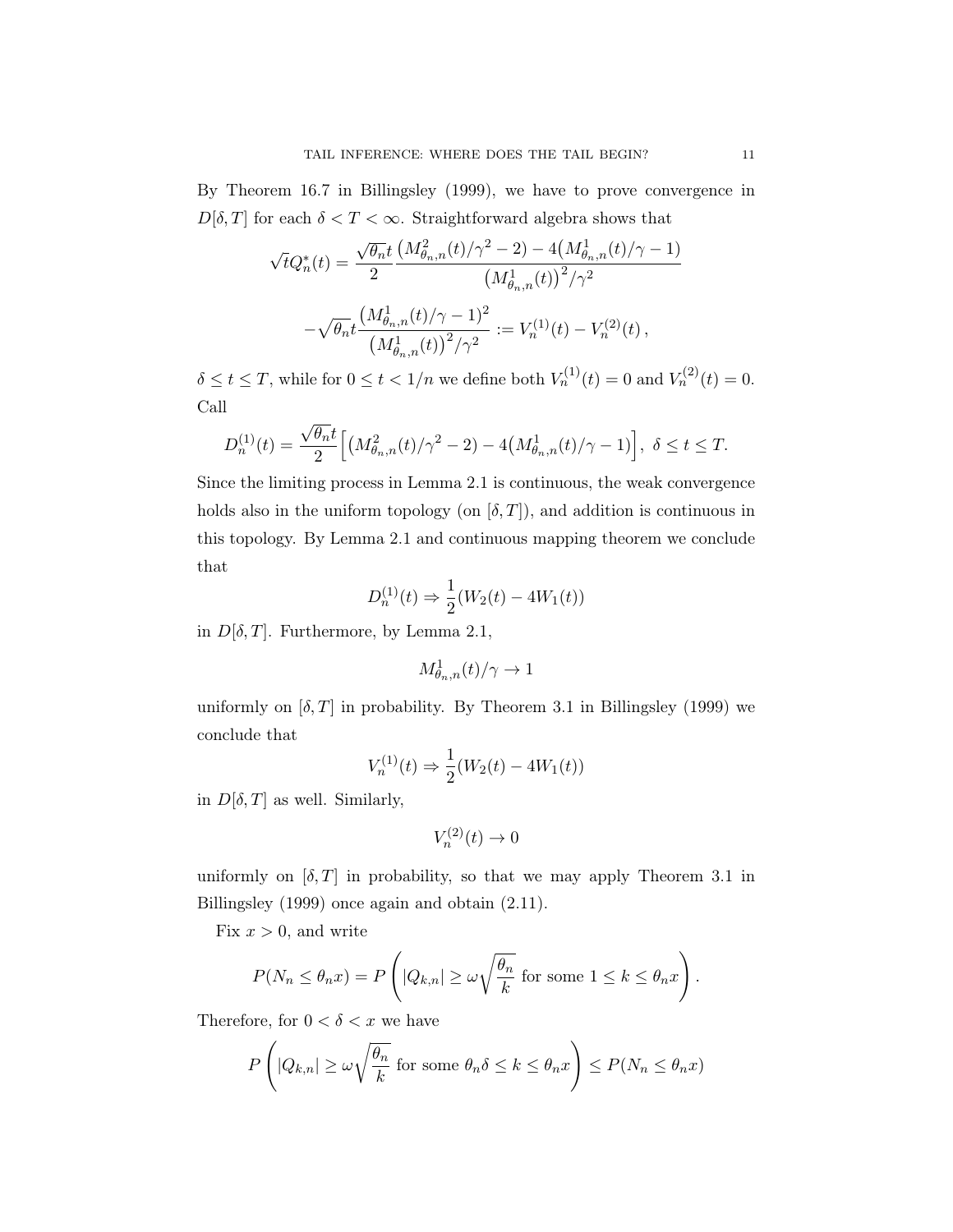By Theorem 16.7 in Billingsley (1999), we have to prove convergence in $D[\delta, T]$ for each $\delta < T < \infty$. Straightforward algebra shows that

$$\sqrt{t}Q_n^*(t) = \frac{\sqrt{\theta_n}t}{2} \frac{\big(M_{\theta_n,n}^2(t)/\gamma^2 - 2\big) - 4\big(M_{\theta_n,n}^1(t)/\gamma - 1\big)}{\big(M_{\theta_n,n}^1(t)\big)^2/\gamma^2}$$

$$-\sqrt{\theta_n}t\frac{\big(M_{\theta_n,n}^1(t)/\gamma - 1\big)^2}{\big(M_{\theta_n,n}^1(t)\big)^2/\gamma^2} := V_n^{(1)}(t) - V_n^{(2)}(t)\,,$$

$\delta \le t \le T$, while for $0 \le t < 1/n$ we define both $V_n^{(1)}(t) = 0$ and $V_n^{(2)}(t) = 0$. Call

$$D_n^{(1)}(t) = \frac{\sqrt{\theta_n}t}{2}\Big[\big(M_{\theta_n,n}^2(t)/\gamma^2 - 2\big) - 4\big(M_{\theta_n,n}^1(t)/\gamma - 1\big)\Big],\ \delta \le t \le T.$$

Since the limiting process in Lemma 2.1 is continuous, the weak convergence holds also in the uniform topology (on $[\delta, T]$), and addition is continuous in this topology. By Lemma 2.1 and continuous mapping theorem we conclude that

$$D_n^{(1)}(t) \Rightarrow \frac{1}{2}(W_2(t) - 4W_1(t))$$

in $D[\delta, T]$. Furthermore, by Lemma 2.1,

$$M_{\theta_n,n}^1(t)/\gamma \to 1$$

uniformly on $[\delta, T]$ in probability. By Theorem 3.1 in Billingsley (1999) we conclude that

$$V_n^{(1)}(t) \Rightarrow \frac{1}{2}(W_2(t) - 4W_1(t))$$

in $D[\delta, T]$ as well. Similarly,

$$V_n^{(2)}(t) \to 0$$

uniformly on $[\delta, T]$ in probability, so that we may apply Theorem 3.1 in Billingsley (1999) once again and obtain (2.11).

Fix $x > 0$, and write

$$P(N_n \le \theta_n x) = P\left(|Q_{k,n}| \ge \omega\sqrt{\frac{\theta_n}{k}} \text{ for some } 1 \le k \le \theta_n x\right).$$

Therefore, for $0 < \delta < x$ we have

$$P\left(|Q_{k,n}| \ge \omega\sqrt{\frac{\theta_n}{k}} \text{ for some } \theta_n\delta \le k \le \theta_n x\right) \le P(N_n \le \theta_n x)$$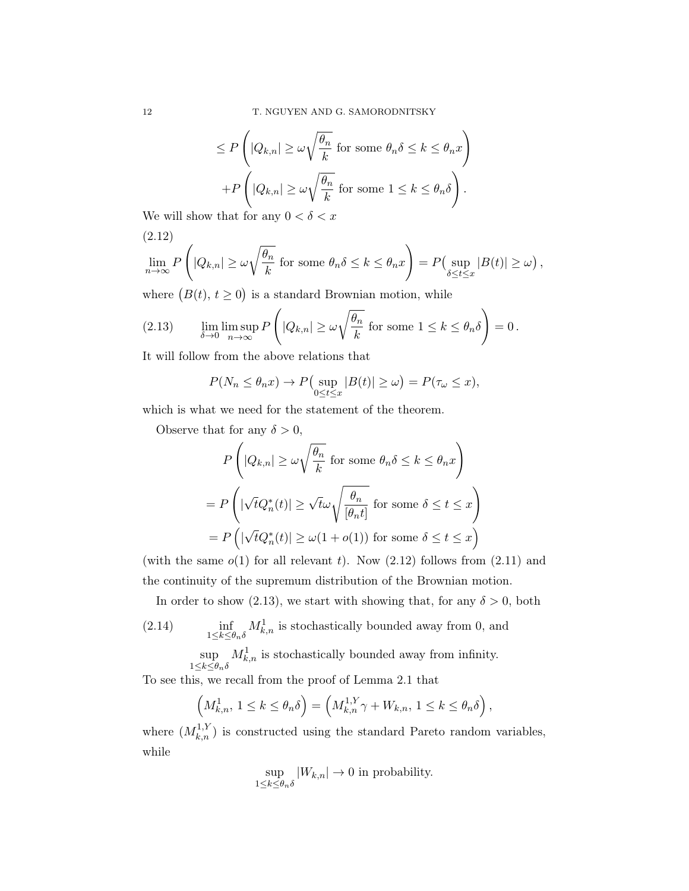$$\leq P\left(|Q_{k,n}| \geq \omega\sqrt{\frac{\theta_n}{k}} \text{ for some } \theta_n\delta \leq k \leq \theta_n x\right)$$

$$+P\left(|Q_{k,n}| \geq \omega\sqrt{\frac{\theta_n}{k}} \text{ for some } 1 \leq k \leq \theta_n\delta\right).$$

We will show that for any $0 < \delta < x$

$$\lim_{n\to\infty} P\left(|Q_{k,n}| \geq \omega\sqrt{\frac{\theta_n}{k}} \text{ for some } \theta_n\delta \leq k \leq \theta_n x\right) = P\big(\sup_{\delta\leq t\leq x}|B(t)| \geq \omega\big), \tag{2.12}$$

where $\big(B(t),\, t\geq 0\big)$ is a standard Brownian motion, while

$$\lim_{\delta\to 0}\limsup_{n\to\infty} P\left(|Q_{k,n}| \geq \omega\sqrt{\frac{\theta_n}{k}} \text{ for some } 1 \leq k \leq \theta_n\delta\right) = 0\,. \tag{2.13}$$

It will follow from the above relations that

$$P(N_n \leq \theta_n x) \to P\big(\sup_{0\leq t\leq x}|B(t)| \geq \omega\big) = P(\tau_\omega \leq x),$$

which is what we need for the statement of the theorem.

Observe that for any $\delta > 0$,

$$P\left(|Q_{k,n}| \geq \omega\sqrt{\frac{\theta_n}{k}} \text{ for some } \theta_n\delta \leq k \leq \theta_n x\right)$$

$$= P\left(|\sqrt{t}Q_n^*(t)| \geq \sqrt{t}\omega\sqrt{\frac{\theta_n}{[\theta_n t]}} \text{ for some } \delta \leq t \leq x\right)$$

$$= P\left(|\sqrt{t}Q_n^*(t)| \geq \omega(1+o(1)) \text{ for some } \delta \leq t \leq x\right)$$

(with the same $o(1)$ for all relevant $t$). Now (2.12) follows from (2.11) and the continuity of the supremum distribution of the Brownian motion.

In order to show (2.13), we start with showing that, for any $\delta > 0$, both

$$\inf_{1\leq k\leq\theta_n\delta} M_{k,n}^1 \text{ is stochastically bounded away from 0, and} \tag{2.14}$$

$$\sup_{1\leq k\leq\theta_n\delta} M_{k,n}^1 \text{ is stochastically bounded away from infinity.}$$

To see this, we recall from the proof of Lemma 2.1 that

$$\left(M_{k,n}^1,\, 1 \leq k \leq \theta_n\delta\right) = \left(M_{k,n}^{1,Y}\gamma + W_{k,n},\, 1 \leq k \leq \theta_n\delta\right),$$

where $(M_{k,n}^{1,Y})$ is constructed using the standard Pareto random variables, while

$$\sup_{1\leq k\leq\theta_n\delta}|W_{k,n}| \to 0 \text{ in probability.}$$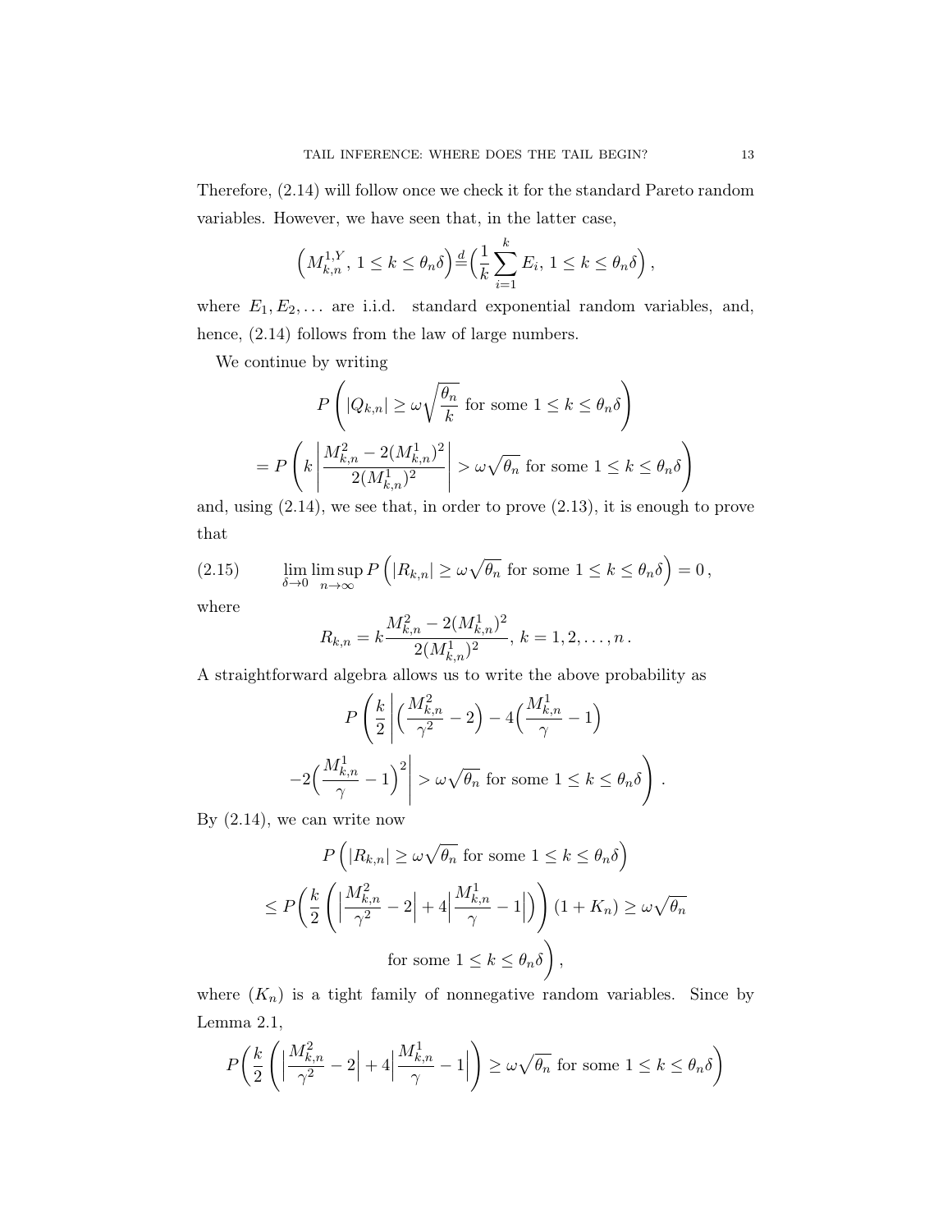Therefore, (2.14) will follow once we check it for the standard Pareto random variables. However, we have seen that, in the latter case,

$$\left(M_{k,n}^{1,Y},\, 1 \le k \le \theta_n\delta\right) \stackrel{d}{=} \left(\frac{1}{k}\sum_{i=1}^{k} E_i,\, 1 \le k \le \theta_n\delta\right),$$

where $E_1, E_2, \dots$ are i.i.d. standard exponential random variables, and, hence, (2.14) follows from the law of large numbers.

We continue by writing

$$P\left(|Q_{k,n}| \ge \omega\sqrt{\frac{\theta_n}{k}} \text{ for some } 1 \le k \le \theta_n\delta\right)$$

$$= P\left(k\left|\frac{M_{k,n}^2 - 2(M_{k,n}^1)^2}{2(M_{k,n}^1)^2}\right| > \omega\sqrt{\theta_n} \text{ for some } 1 \le k \le \theta_n\delta\right)$$

and, using (2.14), we see that, in order to prove (2.13), it is enough to prove that

$$\lim_{\delta\to 0}\limsup_{n\to\infty} P\left(|R_{k,n}| \ge \omega\sqrt{\theta_n} \text{ for some } 1 \le k \le \theta_n\delta\right) = 0\,, \tag{2.15}$$

where

$$R_{k,n} = k\frac{M_{k,n}^2 - 2(M_{k,n}^1)^2}{2(M_{k,n}^1)^2},\; k = 1, 2, \dots, n\,.$$

A straightforward algebra allows us to write the above probability as

$$P\left(\frac{k}{2}\left|\Big(\frac{M_{k,n}^2}{\gamma^2} - 2\Big) - 4\Big(\frac{M_{k,n}^1}{\gamma} - 1\Big)\right.\right.$$

$$\left.\left. -2\Big(\frac{M_{k,n}^1}{\gamma} - 1\Big)^2\right| > \omega\sqrt{\theta_n} \text{ for some } 1 \le k \le \theta_n\delta\right)\,.$$

By (2.14), we can write now

$$P\left(|R_{k,n}| \ge \omega\sqrt{\theta_n} \text{ for some } 1 \le k \le \theta_n\delta\right)$$

$$\le P\bigg(\frac{k}{2}\left(\Big|\frac{M_{k,n}^2}{\gamma^2} - 2\Big| + 4\Big|\frac{M_{k,n}^1}{\gamma} - 1\Big|\right)(1 + K_n) \ge \omega\sqrt{\theta_n}$$

$$\text{for some } 1 \le k \le \theta_n\delta\bigg)\,,$$

where $(K_n)$ is a tight family of nonnegative random variables. Since by Lemma 2.1,

$$P\bigg(\frac{k}{2}\left(\Big|\frac{M_{k,n}^2}{\gamma^2} - 2\Big| + 4\Big|\frac{M_{k,n}^1}{\gamma} - 1\Big|\right) \ge \omega\sqrt{\theta_n} \text{ for some } 1 \le k \le \theta_n\delta\bigg)$$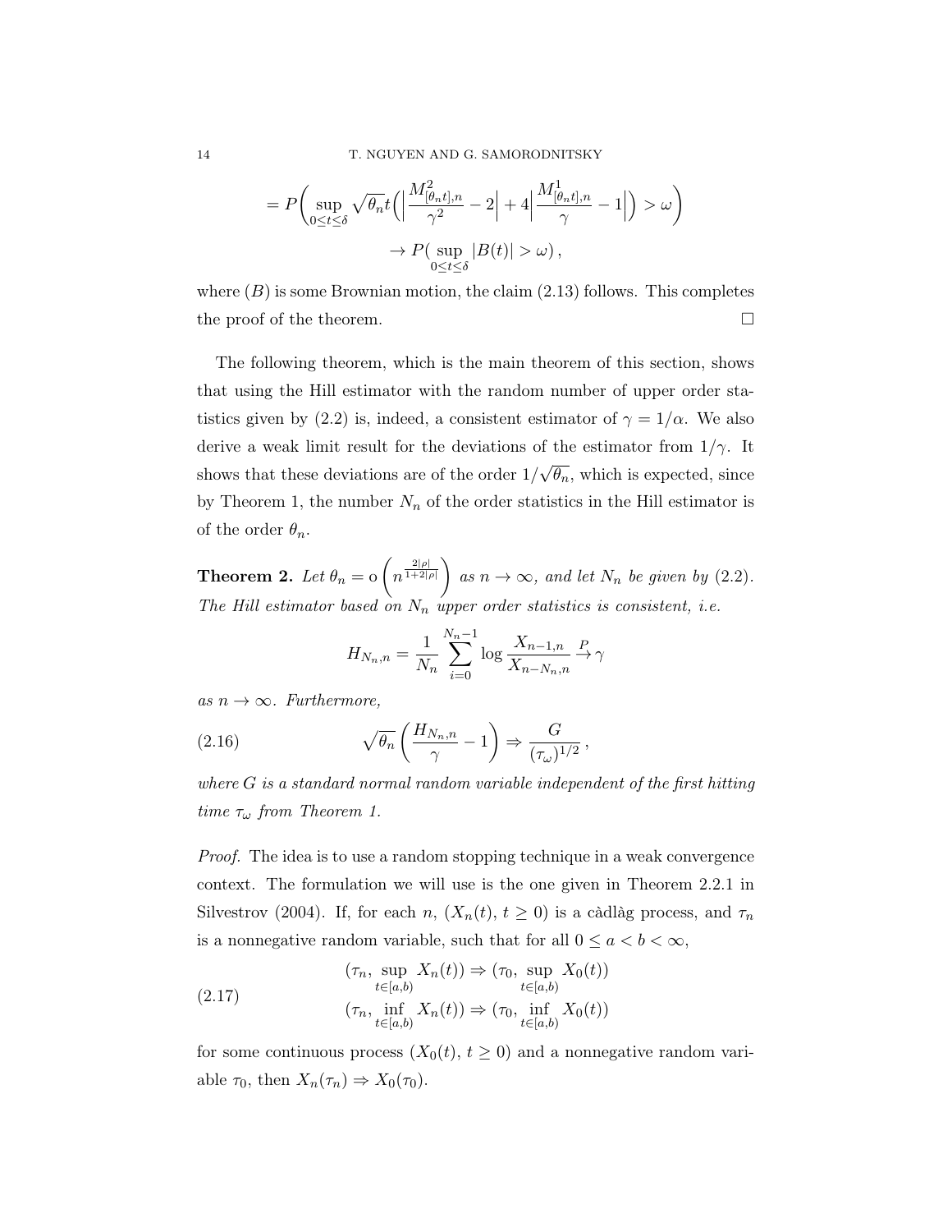$$= P\bigg( \sup_{0\le t\le \delta} \sqrt{\theta_n} t \Big( \Big| \frac{M^2_{[\theta_n t],n}}{\gamma^2} - 2 \Big| + 4 \Big| \frac{M^1_{[\theta_n t],n}}{\gamma} - 1 \Big| \Big) > \omega \bigg)$$

$$\to P\big( \sup_{0\le t\le \delta} |B(t)| > \omega \big) ,$$

where $(B)$ is some Brownian motion, the claim (2.13) follows. This completes the proof of the theorem. $\square$

The following theorem, which is the main theorem of this section, shows that using the Hill estimator with the random number of upper order statistics given by (2.2) is, indeed, a consistent estimator of $\gamma = 1/\alpha$. We also derive a weak limit result for the deviations of the estimator from $1/\gamma$. It shows that these deviations are of the order $1/\sqrt{\theta_n}$, which is expected, since by Theorem 1, the number $N_n$ of the order statistics in the Hill estimator is of the order $\theta_n$.

**Theorem 2.** *Let $\theta_n = \mathrm{o}\left( n^{\frac{2|\rho|}{1+2|\rho|}} \right)$ as $n \to \infty$, and let $N_n$ be given by (2.2). The Hill estimator based on $N_n$ upper order statistics is consistent, i.e.*

$$H_{N_n,n} = \frac{1}{N_n} \sum_{i=0}^{N_n - 1} \log \frac{X_{n-1,n}}{X_{n-N_n,n}} \xrightarrow{P} \gamma$$

*as $n \to \infty$. Furthermore,*

$$\sqrt{\theta_n} \left( \frac{H_{N_n,n}}{\gamma} - 1 \right) \Rightarrow \frac{G}{(\tau_\omega)^{1/2}} , \tag{2.16}$$

*where $G$ is a standard normal random variable independent of the first hitting time $\tau_\omega$ from Theorem 1.*

*Proof.* The idea is to use a random stopping technique in a weak convergence context. The formulation we will use is the one given in Theorem 2.2.1 in Silvestrov (2004). If, for each $n$, $(X_n(t),\, t \ge 0)$ is a càdlàg process, and $\tau_n$ is a nonnegative random variable, such that for all $0 \le a < b < \infty$,

$$\begin{aligned} &(\tau_n, \sup_{t\in[a,b)} X_n(t)) \Rightarrow (\tau_0, \sup_{t\in[a,b)} X_0(t)) \\ &(\tau_n, \inf_{t\in[a,b)} X_n(t)) \Rightarrow (\tau_0, \inf_{t\in[a,b)} X_0(t)) \end{aligned} \tag{2.17}$$

for some continuous process $(X_0(t),\, t \ge 0)$ and a nonnegative random variable $\tau_0$, then $X_n(\tau_n) \Rightarrow X_0(\tau_0)$.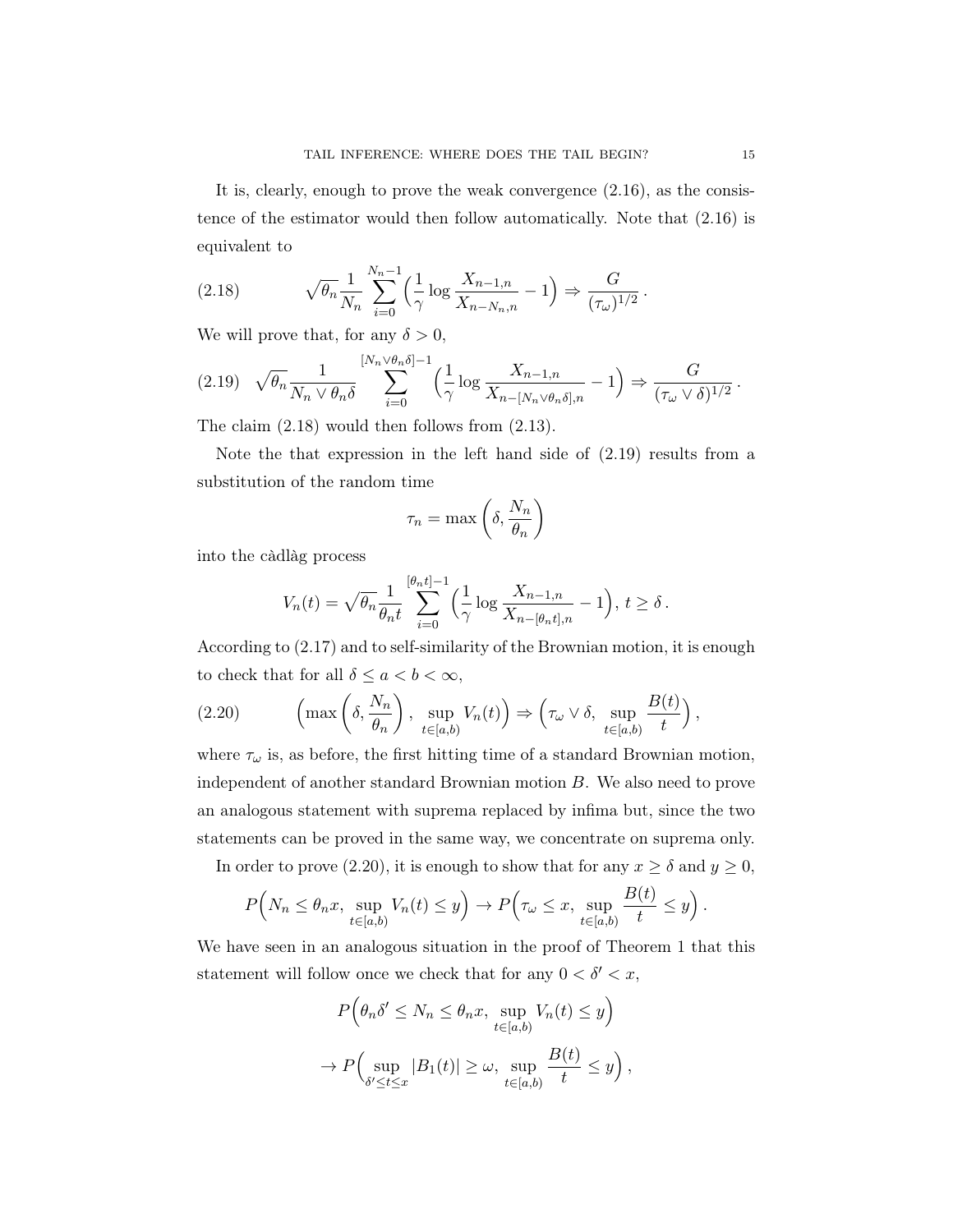It is, clearly, enough to prove the weak convergence (2.16), as the consistence of the estimator would then follow automatically. Note that (2.16) is equivalent to

$$\sqrt{\theta_n}\frac{1}{N_n}\sum_{i=0}^{N_n-1}\Big(\frac{1}{\gamma}\log\frac{X_{n-1,n}}{X_{n-N_n,n}}-1\Big)\Rightarrow\frac{G}{(\tau_\omega)^{1/2}}\,. \tag{2.18}$$

We will prove that, for any $\delta>0$,

$$\sqrt{\theta_n}\frac{1}{N_n\vee\theta_n\delta}\sum_{i=0}^{[N_n\vee\theta_n\delta]-1}\Big(\frac{1}{\gamma}\log\frac{X_{n-1,n}}{X_{n-[N_n\vee\theta_n\delta],n}}-1\Big)\Rightarrow\frac{G}{(\tau_\omega\vee\delta)^{1/2}}\,. \tag{2.19}$$

The claim (2.18) would then follows from (2.13).

Note the that expression in the left hand side of (2.19) results from a substitution of the random time

$$\tau_n=\max\left(\delta,\frac{N_n}{\theta_n}\right)$$

into the càdlàg process

$$V_n(t)=\sqrt{\theta_n}\frac{1}{\theta_n t}\sum_{i=0}^{[\theta_n t]-1}\Big(\frac{1}{\gamma}\log\frac{X_{n-1,n}}{X_{n-[\theta_n t],n}}-1\Big),\ t\geq\delta\,.$$

According to (2.17) and to self-similarity of the Brownian motion, it is enough to check that for all $\delta\leq a<b<\infty$,

$$\Big(\max\left(\delta,\frac{N_n}{\theta_n}\right),\ \sup_{t\in[a,b)}V_n(t)\Big)\Rightarrow\Big(\tau_\omega\vee\delta,\ \sup_{t\in[a,b)}\frac{B(t)}{t}\Big)\,, \tag{2.20}$$

where $\tau_\omega$ is, as before, the first hitting time of a standard Brownian motion, independent of another standard Brownian motion $B$. We also need to prove an analogous statement with suprema replaced by infima but, since the two statements can be proved in the same way, we concentrate on suprema only.

In order to prove (2.20), it is enough to show that for any $x\geq\delta$ and $y\geq 0$,

$$P\Big(N_n\leq\theta_n x,\ \sup_{t\in[a,b)}V_n(t)\leq y\Big)\to P\Big(\tau_\omega\leq x,\ \sup_{t\in[a,b)}\frac{B(t)}{t}\leq y\Big)\,.$$

We have seen in an analogous situation in the proof of Theorem 1 that this statement will follow once we check that for any $0<\delta'<x$,

$$P\Big(\theta_n\delta'\leq N_n\leq\theta_n x,\ \sup_{t\in[a,b)}V_n(t)\leq y\Big)$$

$$\to P\Big(\sup_{\delta'\leq t\leq x}|B_1(t)|\geq\omega,\ \sup_{t\in[a,b)}\frac{B(t)}{t}\leq y\Big)\,,$$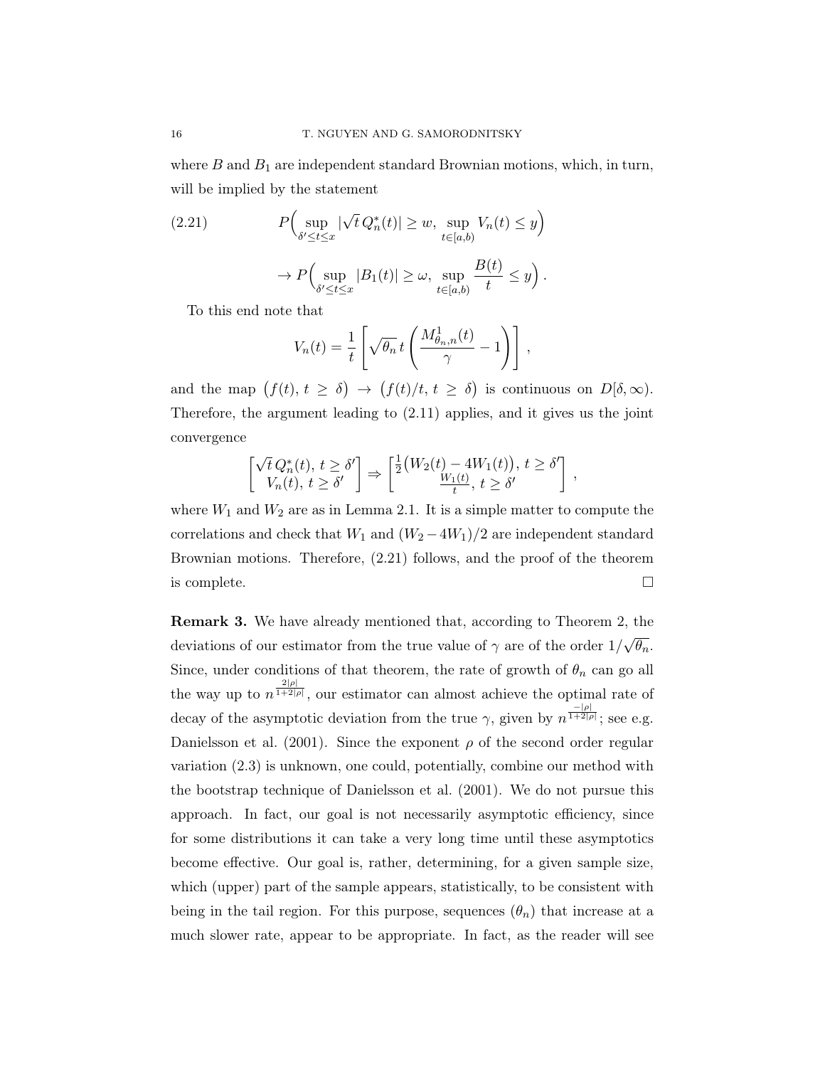where $B$ and $B_1$ are independent standard Brownian motions, which, in turn, will be implied by the statement

$$P\Big( \sup_{\delta' \le t \le x} |\sqrt{t}\, Q_n^*(t)| \ge w,\ \sup_{t \in [a,b)} V_n(t) \le y \Big) \tag{2.21}$$

$$\to P\Big( \sup_{\delta' \le t \le x} |B_1(t)| \ge \omega,\ \sup_{t \in [a,b)} \frac{B(t)}{t} \le y \Big)\,.$$

To this end note that

$$V_n(t) = \frac{1}{t}\left[ \sqrt{\theta_n}\, t \left( \frac{M^1_{\theta_n,n}(t)}{\gamma} - 1 \right) \right]\,,$$

and the map $\big(f(t),\, t \ge \delta\big) \to \big(f(t)/t,\, t \ge \delta\big)$ is continuous on $D[\delta, \infty)$. Therefore, the argument leading to (2.11) applies, and it gives us the joint convergence

$$\begin{bmatrix} \sqrt{t}\, Q_n^*(t),\, t \ge \delta' \\ V_n(t),\, t \ge \delta' \end{bmatrix} \Rightarrow \begin{bmatrix} \frac{1}{2}\big(W_2(t) - 4W_1(t)\big),\, t \ge \delta' \\ \frac{W_1(t)}{t},\, t \ge \delta' \end{bmatrix}\,,$$

where $W_1$ and $W_2$ are as in Lemma 2.1. It is a simple matter to compute the correlations and check that $W_1$ and $(W_2 - 4W_1)/2$ are independent standard Brownian motions. Therefore, (2.21) follows, and the proof of the theorem is complete. □

**Remark 3.** We have already mentioned that, according to Theorem 2, the deviations of our estimator from the true value of $\gamma$ are of the order $1/\sqrt{\theta_n}$. Since, under conditions of that theorem, the rate of growth of $\theta_n$ can go all the way up to $n^{\frac{2|\rho|}{1+2|\rho|}}$, our estimator can almost achieve the optimal rate of decay of the asymptotic deviation from the true $\gamma$, given by $n^{\frac{-|\rho|}{1+2|\rho|}}$; see e.g. Danielsson et al. (2001). Since the exponent $\rho$ of the second order regular variation (2.3) is unknown, one could, potentially, combine our method with the bootstrap technique of Danielsson et al. (2001). We do not pursue this approach. In fact, our goal is not necessarily asymptotic efficiency, since for some distributions it can take a very long time until these asymptotics become effective. Our goal is, rather, determining, for a given sample size, which (upper) part of the sample appears, statistically, to be consistent with being in the tail region. For this purpose, sequences $(\theta_n)$ that increase at a much slower rate, appear to be appropriate. In fact, as the reader will see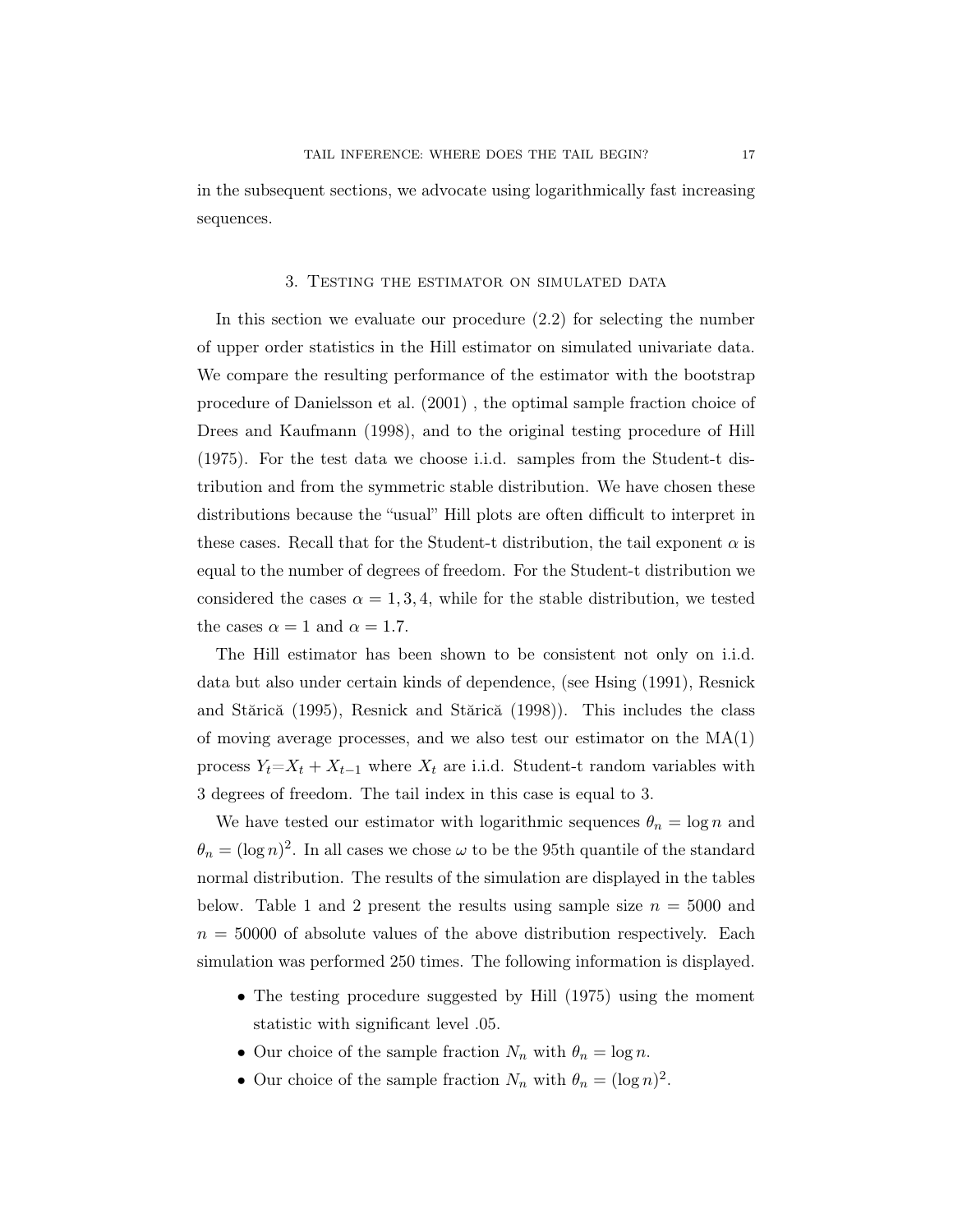in the subsequent sections, we advocate using logarithmically fast increasing sequences.

## 3. Testing the estimator on simulated data

In this section we evaluate our procedure (2.2) for selecting the number of upper order statistics in the Hill estimator on simulated univariate data. We compare the resulting performance of the estimator with the bootstrap procedure of Danielsson et al. (2001) , the optimal sample fraction choice of Drees and Kaufmann (1998), and to the original testing procedure of Hill (1975). For the test data we choose i.i.d. samples from the Student-t distribution and from the symmetric stable distribution. We have chosen these distributions because the "usual" Hill plots are often difficult to interpret in these cases. Recall that for the Student-t distribution, the tail exponent $\alpha$ is equal to the number of degrees of freedom. For the Student-t distribution we considered the cases $\alpha = 1, 3, 4$, while for the stable distribution, we tested the cases $\alpha = 1$ and $\alpha = 1.7$.

The Hill estimator has been shown to be consistent not only on i.i.d. data but also under certain kinds of dependence, (see Hsing (1991), Resnick and Stărică (1995), Resnick and Stărică (1998)). This includes the class of moving average processes, and we also test our estimator on the MA(1) process $Y_t = X_t + X_{t-1}$ where $X_t$ are i.i.d. Student-t random variables with 3 degrees of freedom. The tail index in this case is equal to 3.

We have tested our estimator with logarithmic sequences $\theta_n = \log n$ and $\theta_n = (\log n)^2$. In all cases we chose $\omega$ to be the 95th quantile of the standard normal distribution. The results of the simulation are displayed in the tables below. Table 1 and 2 present the results using sample size $n = 5000$ and $n = 50000$ of absolute values of the above distribution respectively. Each simulation was performed 250 times. The following information is displayed.

- The testing procedure suggested by Hill (1975) using the moment statistic with significant level .05.
- Our choice of the sample fraction $N_n$ with $\theta_n = \log n$.
- Our choice of the sample fraction $N_n$ with $\theta_n = (\log n)^2$.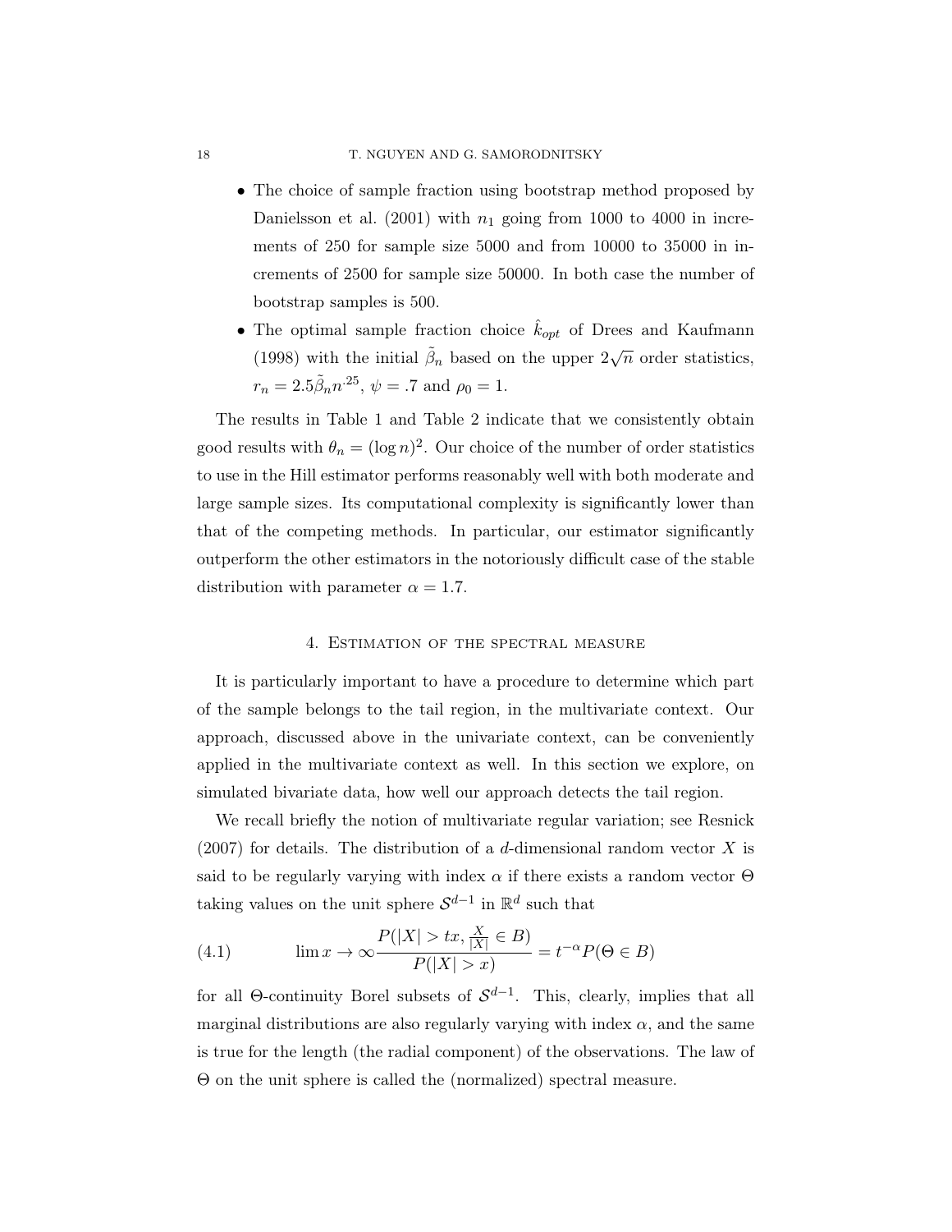- The choice of sample fraction using bootstrap method proposed by Danielsson et al. (2001) with $n_1$ going from 1000 to 4000 in increments of 250 for sample size 5000 and from 10000 to 35000 in increments of 2500 for sample size 50000. In both case the number of bootstrap samples is 500.
- The optimal sample fraction choice $\hat{k}_{opt}$ of Drees and Kaufmann (1998) with the initial $\tilde{\beta}_n$ based on the upper $2\sqrt{n}$ order statistics, $r_n = 2.5\tilde{\beta}_n n^{.25}$, $\psi = .7$ and $\rho_0 = 1$.

The results in Table 1 and Table 2 indicate that we consistently obtain good results with $\theta_n = (\log n)^2$. Our choice of the number of order statistics to use in the Hill estimator performs reasonably well with both moderate and large sample sizes. Its computational complexity is significantly lower than that of the competing methods. In particular, our estimator significantly outperform the other estimators in the notoriously difficult case of the stable distribution with parameter $\alpha = 1.7$.

## 4. Estimation of the spectral measure

It is particularly important to have a procedure to determine which part of the sample belongs to the tail region, in the multivariate context. Our approach, discussed above in the univariate context, can be conveniently applied in the multivariate context as well. In this section we explore, on simulated bivariate data, how well our approach detects the tail region.

We recall briefly the notion of multivariate regular variation; see Resnick (2007) for details. The distribution of a $d$-dimensional random vector $X$ is said to be regularly varying with index $\alpha$ if there exists a random vector $\Theta$ taking values on the unit sphere $\mathcal{S}^{d-1}$ in $\mathbb{R}^d$ such that

$$\lim x \to \infty \frac{P(|X| > tx, \frac{X}{|X|} \in B)}{P(|X| > x)} = t^{-\alpha} P(\Theta \in B) \tag{4.1}$$

for all $\Theta$-continuity Borel subsets of $\mathcal{S}^{d-1}$. This, clearly, implies that all marginal distributions are also regularly varying with index $\alpha$, and the same is true for the length (the radial component) of the observations. The law of $\Theta$ on the unit sphere is called the (normalized) spectral measure.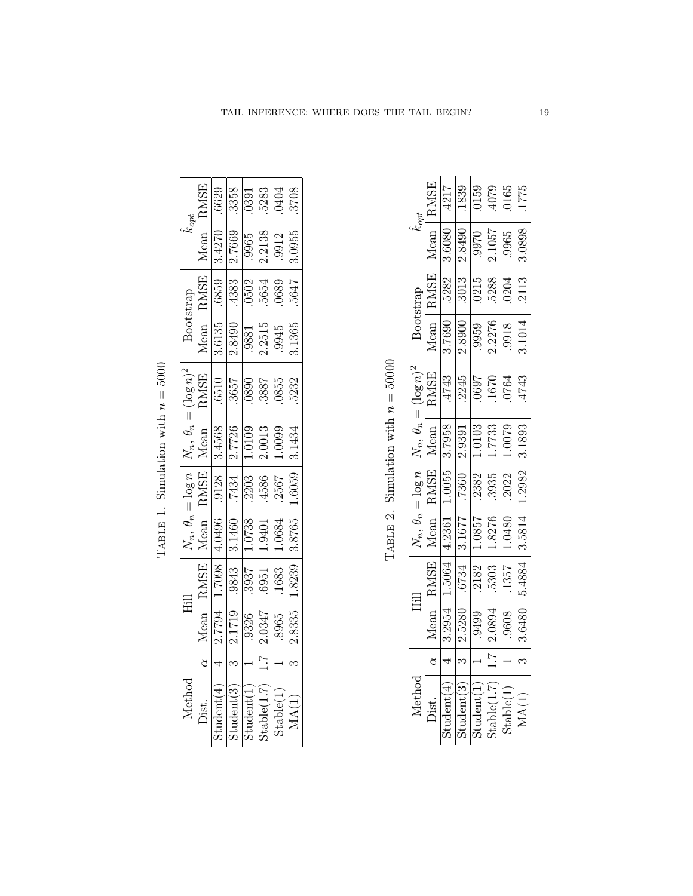Table 1. Simulation with $n = 5000$

| Method | | Hill | | $N_n$, $\theta_n = \log n$ | | $N_n$, $\theta_n = (\log n)^2$ | | Bootstrap | | $\hat{k}_{opt}$ | |
|---|---|---|---|---|---|---|---|---|---|---|---|
| Dist. | $\alpha$ | Mean | RMSE | Mean | RMSE | Mean | RMSE | Mean | RMSE | Mean | RMSE |
| Student(4) | 4 | 2.7794 | 1.7098 | 4.0496 | .9128 | 3.4568 | .6510 | 3.6135 | .6859 | 3.4270 | .6629 |
| Student(3) | 3 | 2.1719 | .9843 | 3.1460 | .7434 | 2.7726 | .3657 | 2.8490 | .4383 | 2.7669 | .3358 |
| Student(1) | 1 | .9326 | .3937 | 1.0738 | .2203 | 1.0109 | .0890 | .9881 | .0502 | .9965 | .0391 |
| Stable(1.7) | 1.7 | 2.0347 | .6951 | 1.9401 | .4586 | 2.0013 | .3887 | 2.2515 | .5654 | 2.2138 | .5283 |
| Stable(1) | 1 | .8965 | .1683 | 1.0684 | .2567 | 1.0099 | .0855 | .9945 | .0689 | .9912 | .0404 |
| MA(1) | 3 | 2.8335 | 1.8239 | 3.8765 | 1.6059 | 3.1434 | .5232 | 3.1365 | .5647 | 3.0955 | .3708 |

Table 2. Simulation with $n = 50000$

| Method | | Hill | | $N_n$, $\theta_n = \log n$ | | $N_n$, $\theta_n = (\log n)^2$ | | Bootstrap | | $\hat{k}_{opt}$ | |
|---|---|---|---|---|---|---|---|---|---|---|---|
| Dist. | $\alpha$ | Mean | RMSE | Mean | RMSE | Mean | RMSE | Mean | RMSE | Mean | RMSE |
| Student(4) | 4 | 3.2954 | 1.5064 | 4.2361 | 1.0055 | 3.7958 | .4743 | 3.7690 | .5282 | 3.6080 | .4217 |
| Student(3) | 3 | 2.5280 | .6734 | 3.1677 | .7360 | 2.9391 | .2245 | 2.8900 | .3013 | 2.8490 | .1839 |
| Student(1) | 1 | .9499 | .2182 | 1.0857 | .2382 | 1.0103 | .0697 | .9959 | .0215 | .9970 | .0159 |
| Stable(1.7) | 1.7 | 2.0894 | .5303 | 1.8276 | .3935 | 1.7733 | .1670 | 2.2276 | .5288 | 2.1057 | .4079 |
| Stable(1) | 1 | .9608 | .1357 | 1.0480 | .2022 | 1.0079 | .0764 | .9918 | .0204 | .9965 | .0165 |
| MA(1) | 3 | 3.6480 | 5.4884 | 3.5814 | 1.2982 | 3.1893 | .4743 | 3.1014 | .2113 | 3.0898 | .1775 |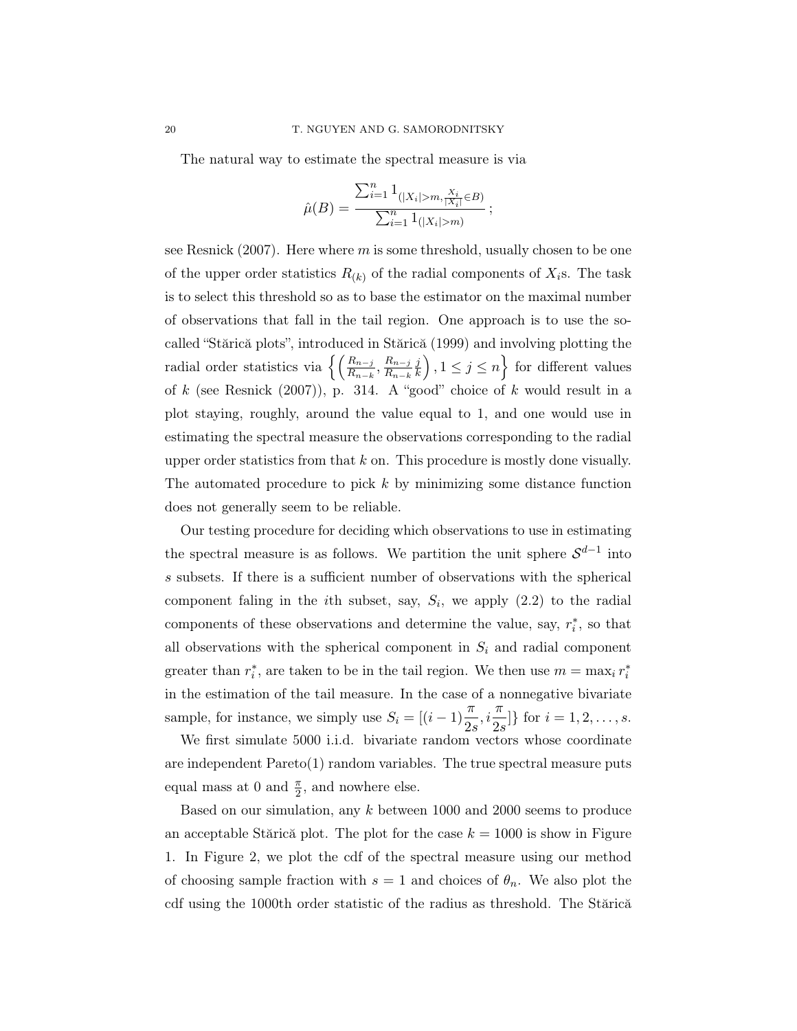The natural way to estimate the spectral measure is via

$$\hat{\mu}(B) = \frac{\sum_{i=1}^{n} 1_{(|X_i|>m, \frac{X_i}{|X_i|} \in B)}}{\sum_{i=1}^{n} 1_{(|X_i|>m)}};$$

see Resnick (2007). Here where $m$ is some threshold, usually chosen to be one of the upper order statistics $R_{(k)}$ of the radial components of $X_i$s. The task is to select this threshold so as to base the estimator on the maximal number of observations that fall in the tail region. One approach is to use the so-called "Stărică plots", introduced in Stărică (1999) and involving plotting the radial order statistics via $\left\{ \left( \frac{R_{n-j}}{R_{n-k}}, \frac{R_{n-j}}{R_{n-k}} \frac{j}{k} \right), 1 \le j \le n \right\}$ for different values of $k$ (see Resnick (2007)), p. 314. A "good" choice of $k$ would result in a plot staying, roughly, around the value equal to 1, and one would use in estimating the spectral measure the observations corresponding to the radial upper order statistics from that $k$ on. This procedure is mostly done visually. The automated procedure to pick $k$ by minimizing some distance function does not generally seem to be reliable.

Our testing procedure for deciding which observations to use in estimating the spectral measure is as follows. We partition the unit sphere $\mathcal{S}^{d-1}$ into $s$ subsets. If there is a sufficient number of observations with the spherical component faling in the $i$th subset, say, $S_i$, we apply (2.2) to the radial components of these observations and determine the value, say, $r_i^*$, so that all observations with the spherical component in $S_i$ and radial component greater than $r_i^*$, are taken to be in the tail region. We then use $m = \max_i r_i^*$ in the estimation of the tail measure. In the case of a nonnegative bivariate sample, for instance, we simply use $S_i = [(i-1)\frac{\pi}{2s}, i\frac{\pi}{2s}]\}$ for $i = 1, 2, \ldots, s$.

We first simulate 5000 i.i.d. bivariate random vectors whose coordinate are independent Pareto(1) random variables. The true spectral measure puts equal mass at 0 and $\frac{\pi}{2}$, and nowhere else.

Based on our simulation, any $k$ between 1000 and 2000 seems to produce an acceptable Stărică plot. The plot for the case $k = 1000$ is show in Figure 1. In Figure 2, we plot the cdf of the spectral measure using our method of choosing sample fraction with $s = 1$ and choices of $\theta_n$. We also plot the cdf using the 1000th order statistic of the radius as threshold. The Stărică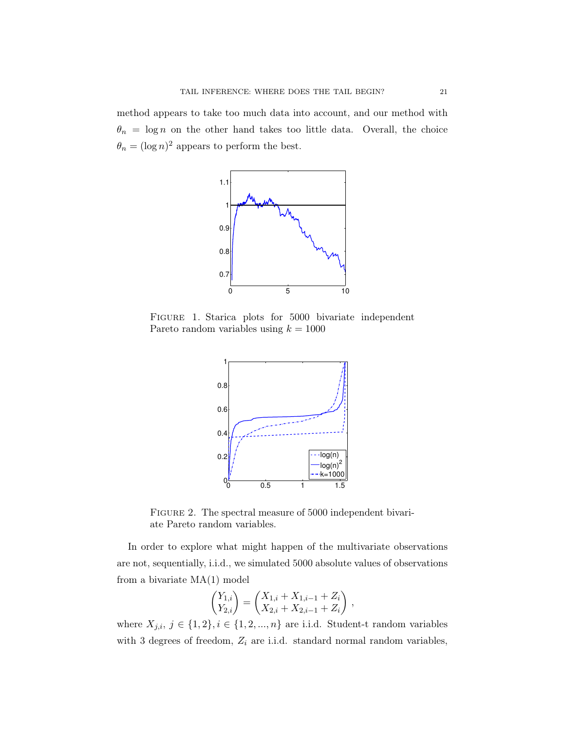method appears to take too much data into account, and our method with $\theta_n = \log n$ on the other hand takes too little data. Overall, the choice $\theta_n = (\log n)^2$ appears to perform the best.

FIGURE 1. Starica plots for 5000 bivariate independent Pareto random variables using $k = 1000$

FIGURE 2. The spectral measure of 5000 independent bivariate Pareto random variables.

In order to explore what might happen of the multivariate observations are not, sequentially, i.i.d., we simulated 5000 absolute values of observations from a bivariate MA(1) model

$$\begin{pmatrix} Y_{1,i} \\ Y_{2,i} \end{pmatrix} = \begin{pmatrix} X_{1,i} + X_{1,i-1} + Z_i \\ X_{2,i} + X_{2,i-1} + Z_i \end{pmatrix},$$

where $X_{j,i}$, $j \in \{1, 2\}, i \in \{1, 2, ..., n\}$ are i.i.d. Student-t random variables with 3 degrees of freedom, $Z_i$ are i.i.d. standard normal random variables,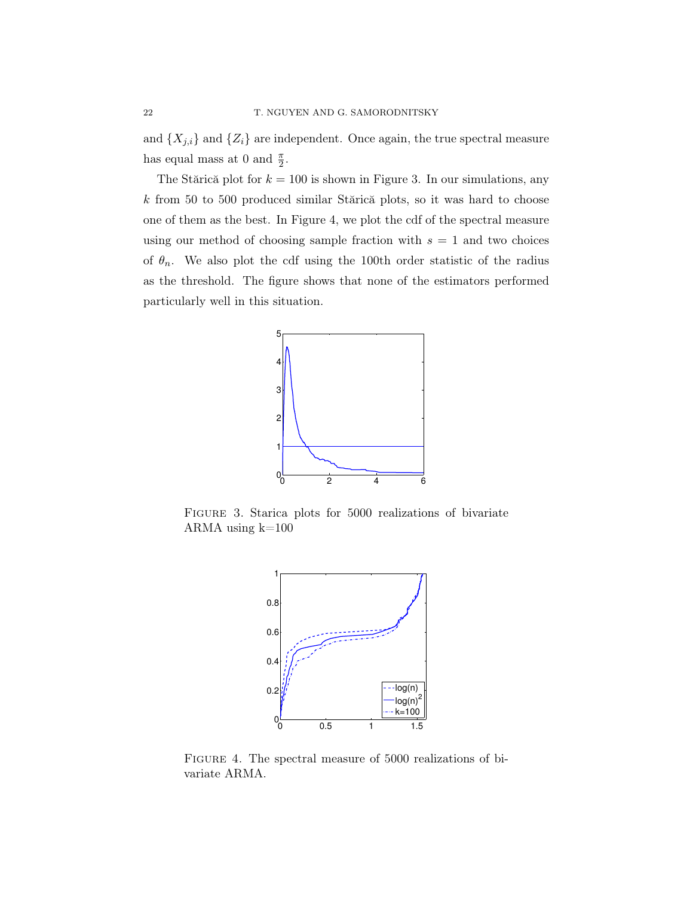and $\{X_{j,i}\}$ and $\{Z_i\}$ are independent. Once again, the true spectral measure has equal mass at 0 and $\frac{\pi}{2}$.

The Stărică plot for $k = 100$ is shown in Figure 3. In our simulations, any $k$ from 50 to 500 produced similar Stărică plots, so it was hard to choose one of them as the best. In Figure 4, we plot the cdf of the spectral measure using our method of choosing sample fraction with $s = 1$ and two choices of $\theta_n$. We also plot the cdf using the 100th order statistic of the radius as the threshold. The figure shows that none of the estimators performed particularly well in this situation.

FIGURE 3. Starica plots for 5000 realizations of bivariate ARMA using k=100

FIGURE 4. The spectral measure of 5000 realizations of bivariate ARMA.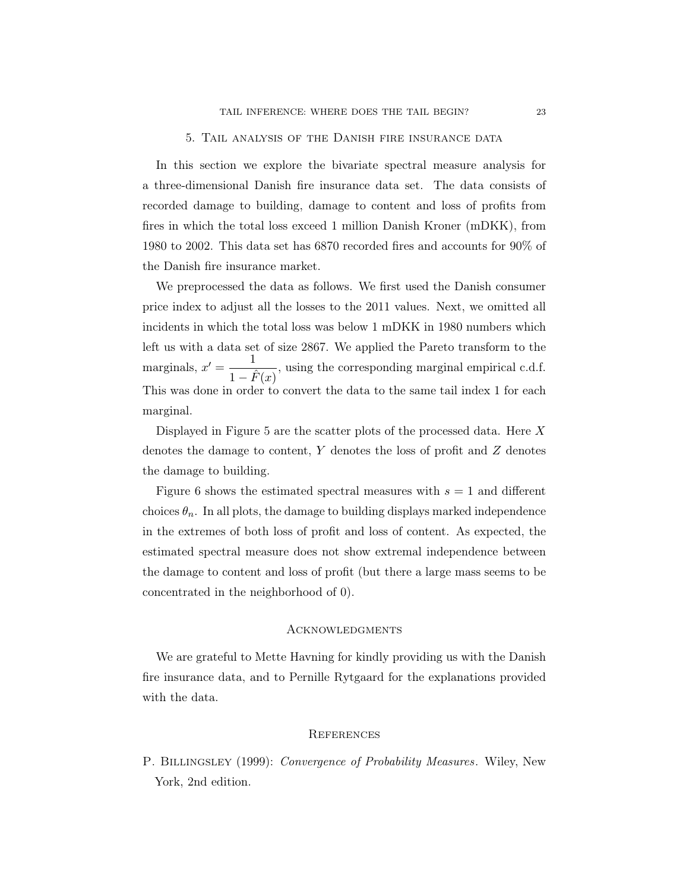## 5. Tail analysis of the Danish fire insurance data

In this section we explore the bivariate spectral measure analysis for a three-dimensional Danish fire insurance data set. The data consists of recorded damage to building, damage to content and loss of profits from fires in which the total loss exceed 1 million Danish Kroner (mDKK), from 1980 to 2002. This data set has 6870 recorded fires and accounts for 90% of the Danish fire insurance market.

We preprocessed the data as follows. We first used the Danish consumer price index to adjust all the losses to the 2011 values. Next, we omitted all incidents in which the total loss was below 1 mDKK in 1980 numbers which left us with a data set of size 2867. We applied the Pareto transform to the marginals, $x' = \dfrac{1}{1-\hat{F}(x)}$, using the corresponding marginal empirical c.d.f. This was done in order to convert the data to the same tail index 1 for each marginal.

Displayed in Figure 5 are the scatter plots of the processed data. Here $X$ denotes the damage to content, $Y$ denotes the loss of profit and $Z$ denotes the damage to building.

Figure 6 shows the estimated spectral measures with $s = 1$ and different choices $\theta_n$. In all plots, the damage to building displays marked independence in the extremes of both loss of profit and loss of content. As expected, the estimated spectral measure does not show extremal independence between the damage to content and loss of profit (but there a large mass seems to be concentrated in the neighborhood of 0).

## Acknowledgments

We are grateful to Mette Havning for kindly providing us with the Danish fire insurance data, and to Pernille Rytgaard for the explanations provided with the data.

## References

P. Billingsley (1999): *Convergence of Probability Measures*. Wiley, New York, 2nd edition.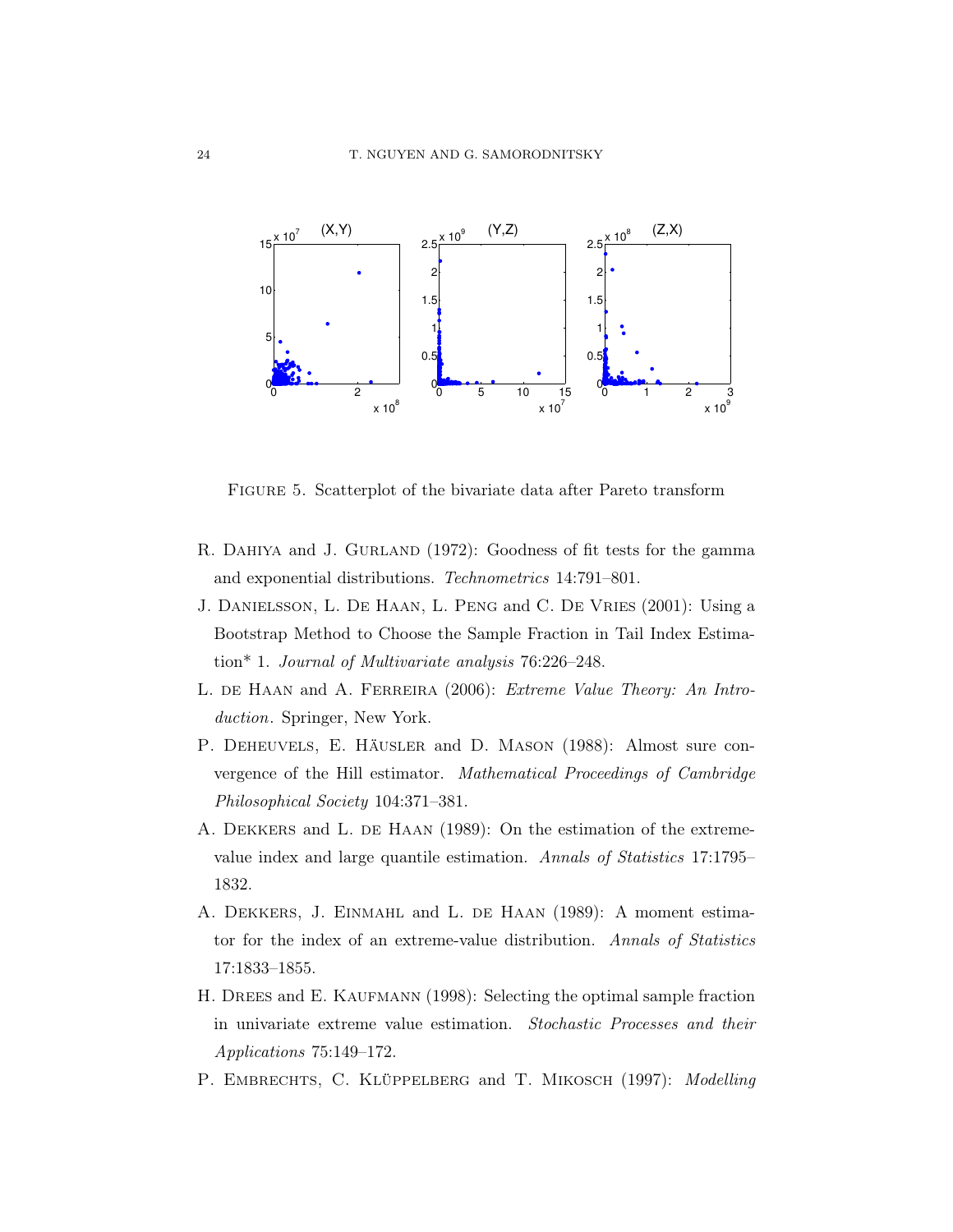Figure 5. Scatterplot of the bivariate data after Pareto transform

R. Dahiya and J. Gurland (1972): Goodness of fit tests for the gamma and exponential distributions. *Technometrics* 14:791–801.

J. Danielsson, L. De Haan, L. Peng and C. De Vries (2001): Using a Bootstrap Method to Choose the Sample Fraction in Tail Index Estimation* 1. *Journal of Multivariate analysis* 76:226–248.

L. de Haan and A. Ferreira (2006): *Extreme Value Theory: An Introduction*. Springer, New York.

P. Deheuvels, E. Häusler and D. Mason (1988): Almost sure convergence of the Hill estimator. *Mathematical Proceedings of Cambridge Philosophical Society* 104:371–381.

A. Dekkers and L. de Haan (1989): On the estimation of the extreme-value index and large quantile estimation. *Annals of Statistics* 17:1795–1832.

A. Dekkers, J. Einmahl and L. de Haan (1989): A moment estimator for the index of an extreme-value distribution. *Annals of Statistics* 17:1833–1855.

H. Drees and E. Kaufmann (1998): Selecting the optimal sample fraction in univariate extreme value estimation. *Stochastic Processes and their Applications* 75:149–172.

P. Embrechts, C. Klüppelberg and T. Mikosch (1997): *Modelling*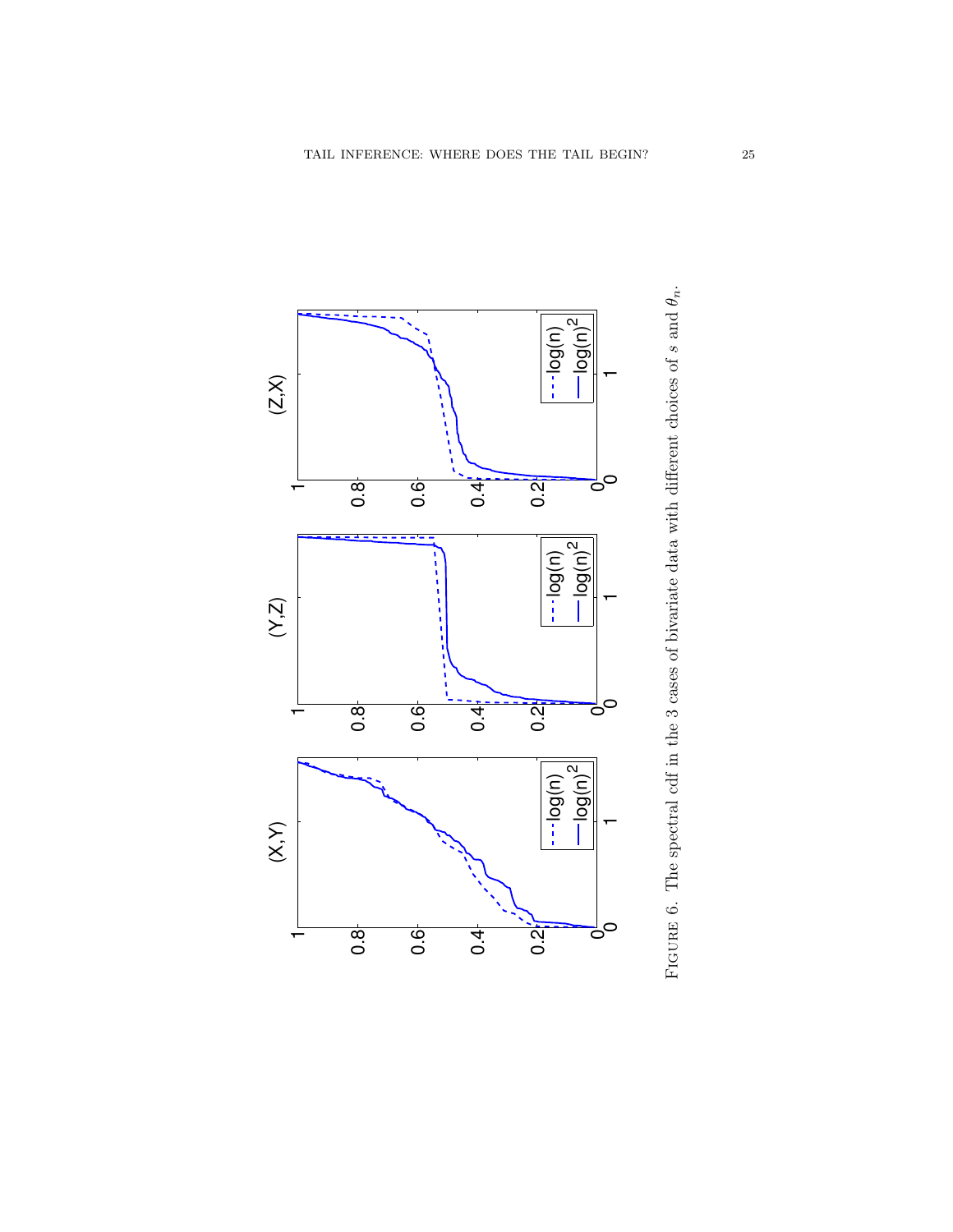Figure 6. The spectral cdf in the 3 cases of bivariate data with different choices of $s$ and $\theta_n$.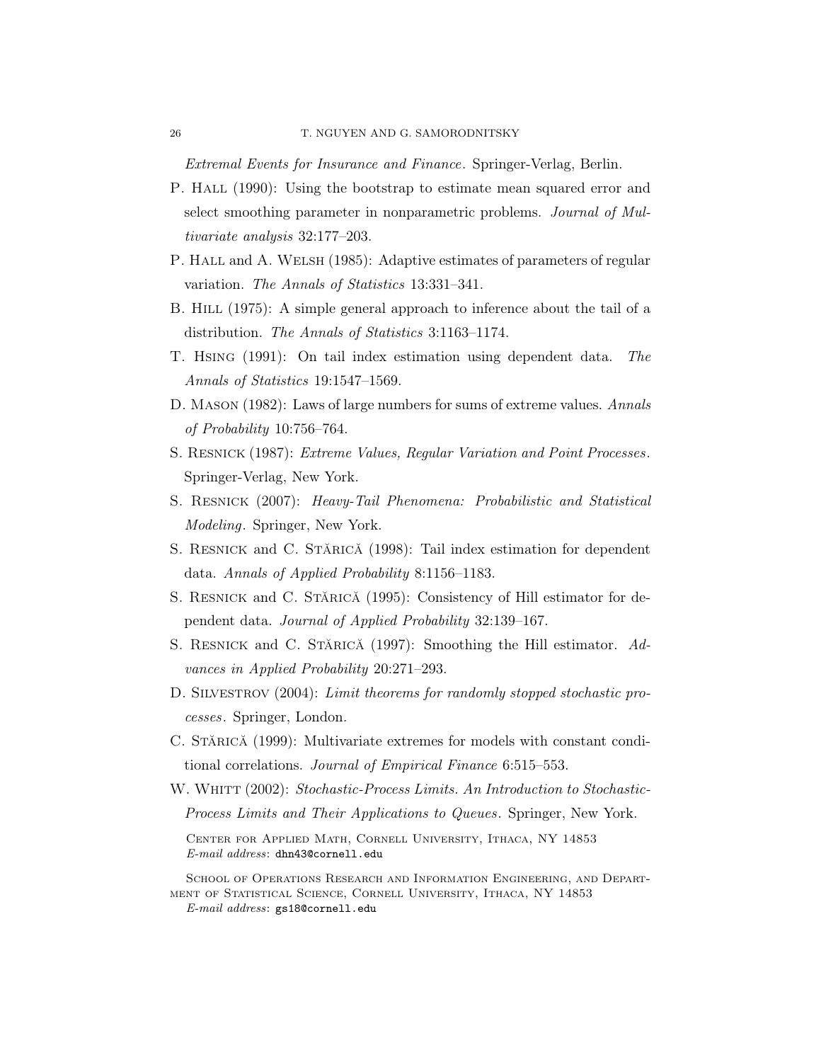*Extremal Events for Insurance and Finance*. Springer-Verlag, Berlin.

P. Hall (1990): Using the bootstrap to estimate mean squared error and select smoothing parameter in nonparametric problems. *Journal of Multivariate analysis* 32:177–203.

P. Hall and A. Welsh (1985): Adaptive estimates of parameters of regular variation. *The Annals of Statistics* 13:331–341.

B. Hill (1975): A simple general approach to inference about the tail of a distribution. *The Annals of Statistics* 3:1163–1174.

T. Hsing (1991): On tail index estimation using dependent data. *The Annals of Statistics* 19:1547–1569.

D. Mason (1982): Laws of large numbers for sums of extreme values. *Annals of Probability* 10:756–764.

S. Resnick (1987): *Extreme Values, Regular Variation and Point Processes*. Springer-Verlag, New York.

S. Resnick (2007): *Heavy-Tail Phenomena: Probabilistic and Statistical Modeling*. Springer, New York.

S. Resnick and C. Stărică (1998): Tail index estimation for dependent data. *Annals of Applied Probability* 8:1156–1183.

S. Resnick and C. Stărică (1995): Consistency of Hill estimator for dependent data. *Journal of Applied Probability* 32:139–167.

S. Resnick and C. Stărică (1997): Smoothing the Hill estimator. *Advances in Applied Probability* 20:271–293.

D. Silvestrov (2004): *Limit theorems for randomly stopped stochastic processes*. Springer, London.

C. Stărică (1999): Multivariate extremes for models with constant conditional correlations. *Journal of Empirical Finance* 6:515–553.

W. Whitt (2002): *Stochastic-Process Limits. An Introduction to Stochastic-Process Limits and Their Applications to Queues*. Springer, New York.

Center for Applied Math, Cornell University, Ithaca, NY 14853
*E-mail address*: dhn43@cornell.edu

School of Operations Research and Information Engineering, and Department of Statistical Science, Cornell University, Ithaca, NY 14853
*E-mail address*: gs18@cornell.edu